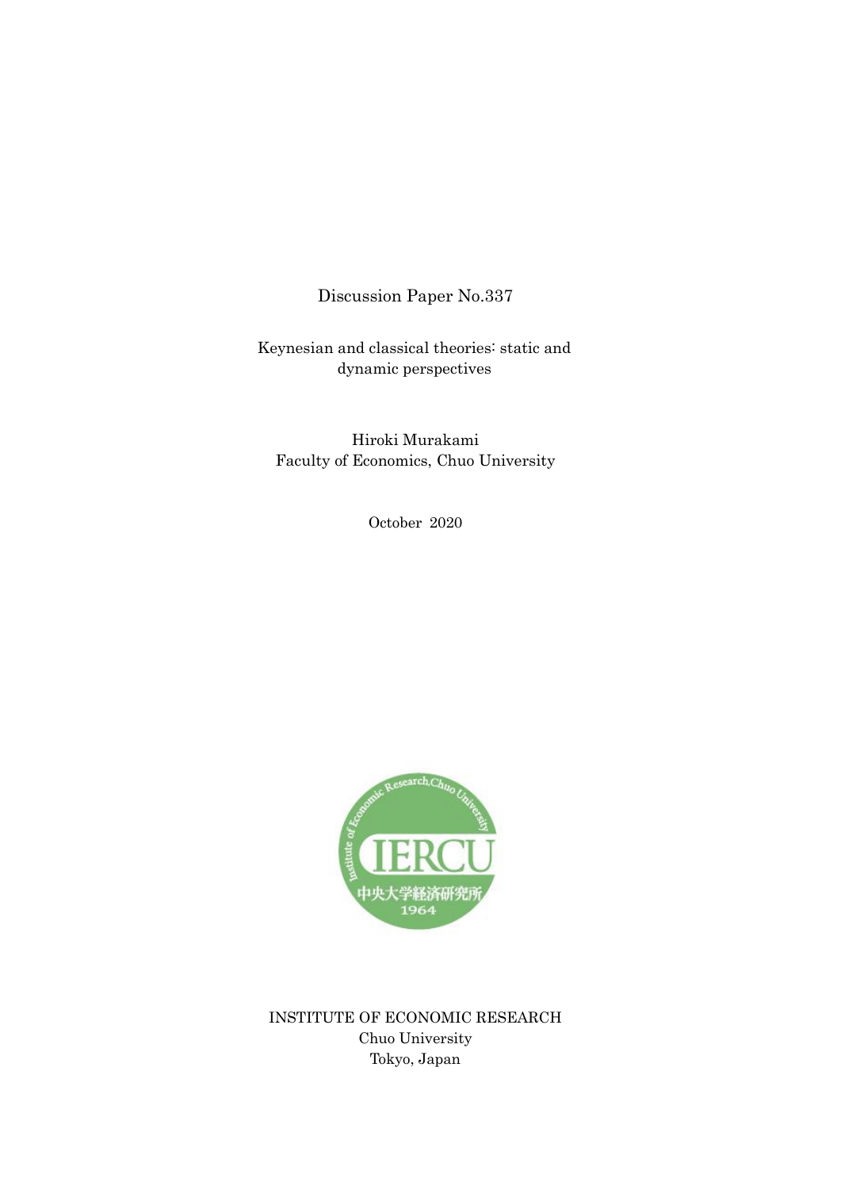Discussion Paper No.337

# Keynesian and classical theories: static and dynamic perspectives

Hiroki Murakami
Faculty of Economics, Chuo University

October 2020

INSTITUTE OF ECONOMIC RESEARCH
Chuo University
Tokyo, Japan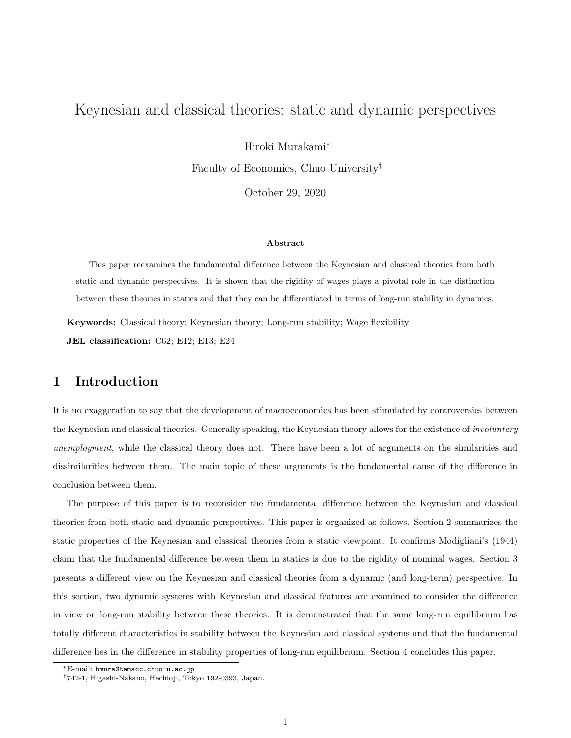# Keynesian and classical theories: static and dynamic perspectives

Hiroki Murakami*

Faculty of Economics, Chuo University†

October 29, 2020

**Abstract**

This paper reexamines the fundamental difference between the Keynesian and classical theories from both static and dynamic perspectives. It is shown that the rigidity of wages plays a pivotal role in the distinction between these theories in statics and that they can be differentiated in terms of long-run stability in dynamics.

**Keywords:** Classical theory; Keynesian theory; Long-run stability; Wage flexibility

**JEL classification:** C62; E12; E13; E24

## 1 Introduction

It is no exaggeration to say that the development of macroeconomics has been stimulated by controversies between the Keynesian and classical theories. Generally speaking, the Keynesian theory allows for the existence of *involuntary unemployment*, while the classical theory does not. There have been a lot of arguments on the similarities and dissimilarities between them. The main topic of these arguments is the fundamental cause of the difference in conclusion between them.

The purpose of this paper is to reconsider the fundamental difference between the Keynesian and classical theories from both static and dynamic perspectives. This paper is organized as follows. Section 2 summarizes the static properties of the Keynesian and classical theories from a static viewpoint. It confirms Modigliani's (1944) claim that the fundamental difference between them in statics is due to the rigidity of nominal wages. Section 3 presents a different view on the Keynesian and classical theories from a dynamic (and long-term) perspective. In this section, two dynamic systems with Keynesian and classical features are examined to consider the difference in view on long-run stability between these theories. It is demonstrated that the same long-run equilibrium has totally different characteristics in stability between the Keynesian and classical systems and that the fundamental difference lies in the difference in stability properties of long-run equilibrium. Section 4 concludes this paper.

*E-mail: hmura@tamacc.chuo-u.ac.jp

†742-1, Higashi-Nakano, Hachioji, Tokyo 192-0393, Japan.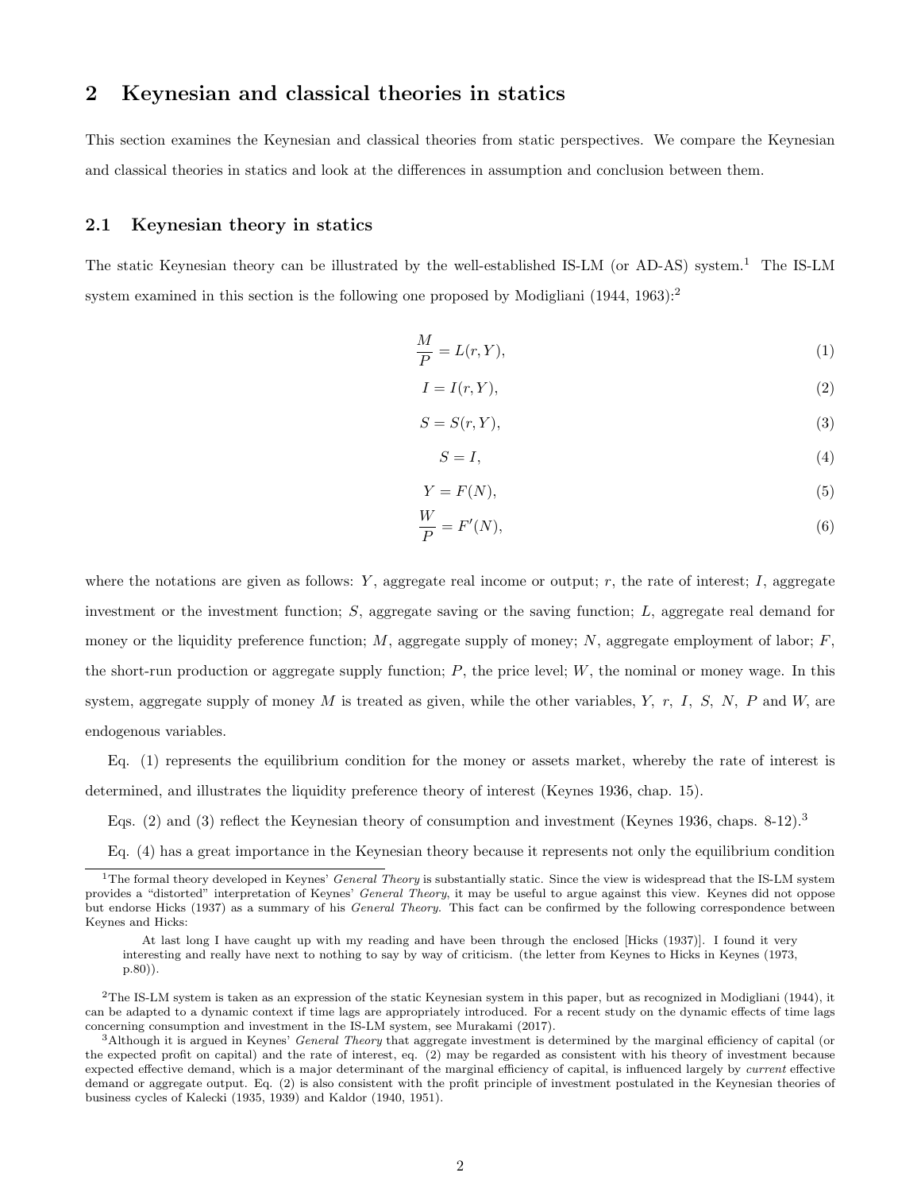## 2 Keynesian and classical theories in statics

This section examines the Keynesian and classical theories from static perspectives. We compare the Keynesian and classical theories in statics and look at the differences in assumption and conclusion between them.

### 2.1 Keynesian theory in statics

The static Keynesian theory can be illustrated by the well-established IS-LM (or AD-AS) system.[1] The IS-LM system examined in this section is the following one proposed by Modigliani (1944, 1963):[2]

$$\frac{M}{P} = L(r, Y), \tag{1}$$

$$I = I(r, Y), \tag{2}$$

$$S = S(r, Y), \tag{3}$$

$$S = I, \tag{4}$$

$$Y = F(N), \tag{5}$$

$$\frac{W}{P} = F'(N), \tag{6}$$

where the notations are given as follows: $Y$, aggregate real income or output; $r$, the rate of interest; $I$, aggregate investment or the investment function; $S$, aggregate saving or the saving function; $L$, aggregate real demand for money or the liquidity preference function; $M$, aggregate supply of money; $N$, aggregate employment of labor; $F$, the short-run production or aggregate supply function; $P$, the price level; $W$, the nominal or money wage. In this system, aggregate supply of money $M$ is treated as given, while the other variables, $Y$, $r$, $I$, $S$, $N$, $P$ and $W$, are endogenous variables.

Eq. (1) represents the equilibrium condition for the money or assets market, whereby the rate of interest is determined, and illustrates the liquidity preference theory of interest (Keynes 1936, chap. 15).

Eqs. (2) and (3) reflect the Keynesian theory of consumption and investment (Keynes 1936, chaps. 8-12).[3]

Eq. (4) has a great importance in the Keynesian theory because it represents not only the equilibrium condition

---

[1] The formal theory developed in Keynes' *General Theory* is substantially static. Since the view is widespread that the IS-LM system provides a "distorted" interpretation of Keynes' *General Theory*, it may be useful to argue against this view. Keynes did not oppose but endorse Hicks (1937) as a summary of his *General Theory*. This fact can be confirmed by the following correspondence between Keynes and Hicks:

> At last long I have caught up with my reading and have been through the enclosed [Hicks (1937)]. I found it very interesting and really have next to nothing to say by way of criticism. (the letter from Keynes to Hicks in Keynes (1973, p.80)).

[2] The IS-LM system is taken as an expression of the static Keynesian system in this paper, but as recognized in Modigliani (1944), it can be adapted to a dynamic context if time lags are appropriately introduced. For a recent study on the dynamic effects of time lags concerning consumption and investment in the IS-LM system, see Murakami (2017).

[3] Although it is argued in Keynes' *General Theory* that aggregate investment is determined by the marginal efficiency of capital (or the expected profit on capital) and the rate of interest, eq. (2) may be regarded as consistent with his theory of investment because expected effective demand, which is a major determinant of the marginal efficiency of capital, is influenced largely by *current* effective demand or aggregate output. Eq. (2) is also consistent with the profit principle of investment postulated in the Keynesian theories of business cycles of Kalecki (1935, 1939) and Kaldor (1940, 1951).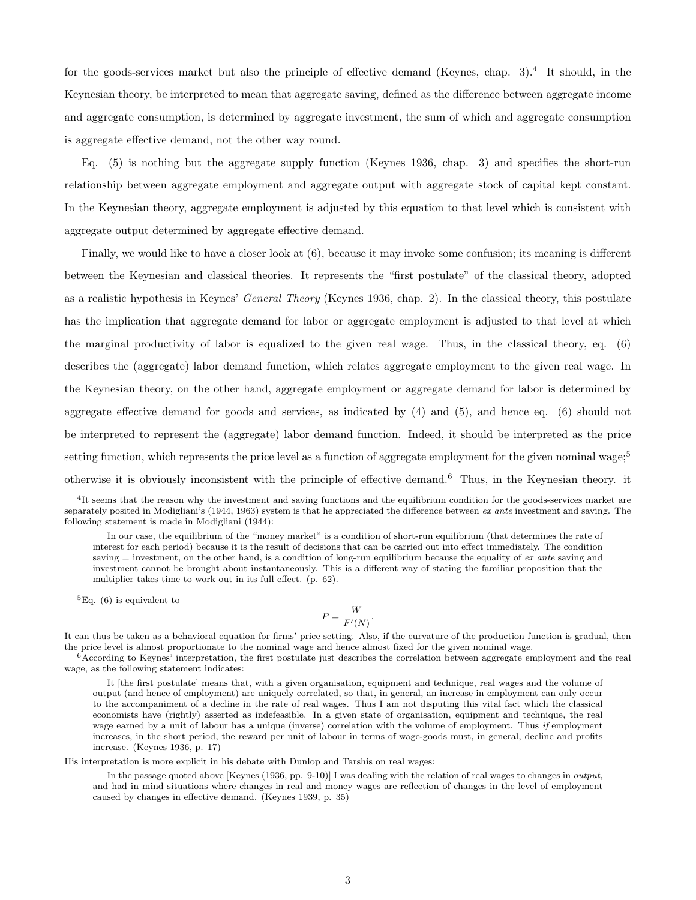for the goods-services market but also the principle of effective demand (Keynes, chap. 3).[4] It should, in the Keynesian theory, be interpreted to mean that aggregate saving, defined as the difference between aggregate income and aggregate consumption, is determined by aggregate investment, the sum of which and aggregate consumption is aggregate effective demand, not the other way round.

Eq. (5) is nothing but the aggregate supply function (Keynes 1936, chap. 3) and specifies the short-run relationship between aggregate employment and aggregate output with aggregate stock of capital kept constant. In the Keynesian theory, aggregate employment is adjusted by this equation to that level which is consistent with aggregate output determined by aggregate effective demand.

Finally, we would like to have a closer look at (6), because it may invoke some confusion; its meaning is different between the Keynesian and classical theories. It represents the "first postulate" of the classical theory, adopted as a realistic hypothesis in Keynes' *General Theory* (Keynes 1936, chap. 2). In the classical theory, this postulate has the implication that aggregate demand for labor or aggregate employment is adjusted to that level at which the marginal productivity of labor is equalized to the given real wage. Thus, in the classical theory, eq. (6) describes the (aggregate) labor demand function, which relates aggregate employment to the given real wage. In the Keynesian theory, on the other hand, aggregate employment or aggregate demand for labor is determined by aggregate effective demand for goods and services, as indicated by (4) and (5), and hence eq. (6) should not be interpreted to represent the (aggregate) labor demand function. Indeed, it should be interpreted as the price setting function, which represents the price level as a function of aggregate employment for the given nominal wage;[5] otherwise it is obviously inconsistent with the principle of effective demand.[6] Thus, in the Keynesian theory. it

---

[4] It seems that the reason why the investment and saving functions and the equilibrium condition for the goods-services market are separately posited in Modigliani's (1944, 1963) system is that he appreciated the difference between *ex ante* investment and saving. The following statement is made in Modigliani (1944):

> In our case, the equilibrium of the "money market" is a condition of short-run equilibrium (that determines the rate of interest for each period) because it is the result of decisions that can be carried out into effect immediately. The condition saving = investment, on the other hand, is a condition of long-run equilibrium because the equality of *ex ante* saving and investment cannot be brought about instantaneously. This is a different way of stating the familiar proposition that the multiplier takes time to work out in its full effect. (p. 62).

[5] Eq. (6) is equivalent to

$$P = \frac{W}{F'(N)}.$$

It can thus be taken as a behavioral equation for firms' price setting. Also, if the curvature of the production function is gradual, then the price level is almost proportionate to the nominal wage and hence almost fixed for the given nominal wage.

[6] According to Keynes' interpretation, the first postulate just describes the correlation between aggregate employment and the real wage, as the following statement indicates:

> It [the first postulate] means that, with a given organisation, equipment and technique, real wages and the volume of output (and hence of employment) are uniquely correlated, so that, in general, an increase in employment can only occur to the accompaniment of a decline in the rate of real wages. Thus I am not disputing this vital fact which the classical economists have (rightly) asserted as indefeasible. In a given state of organisation, equipment and technique, the real wage earned by a unit of labour has a unique (inverse) correlation with the volume of employment. Thus *if* employment increases, in the short period, the reward per unit of labour in terms of wage-goods must, in general, decline and profits increase. (Keynes 1936, p. 17)

His interpretation is more explicit in his debate with Dunlop and Tarshis on real wages:

> In the passage quoted above [Keynes (1936, pp. 9-10)] I was dealing with the relation of real wages to changes in *output*, and had in mind situations where changes in real and money wages are reflection of changes in the level of employment caused by changes in effective demand. (Keynes 1939, p. 35)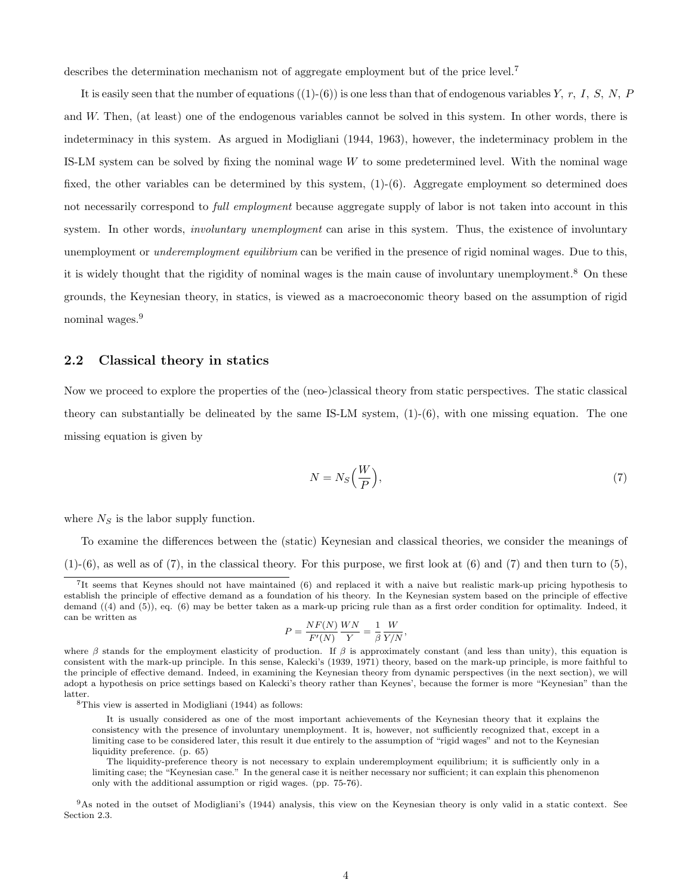describes the determination mechanism not of aggregate employment but of the price level.[7]

It is easily seen that the number of equations ((1)-(6)) is one less than that of endogenous variables $Y$, $r$, $I$, $S$, $N$, $P$ and $W$. Then, (at least) one of the endogenous variables cannot be solved in this system. In other words, there is indeterminacy in this system. As argued in Modigliani (1944, 1963), however, the indeterminacy problem in the IS-LM system can be solved by fixing the nominal wage $W$ to some predetermined level. With the nominal wage fixed, the other variables can be determined by this system, (1)-(6). Aggregate employment so determined does not necessarily correspond to *full employment* because aggregate supply of labor is not taken into account in this system. In other words, *involuntary unemployment* can arise in this system. Thus, the existence of involuntary unemployment or *underemployment equilibrium* can be verified in the presence of rigid nominal wages. Due to this, it is widely thought that the rigidity of nominal wages is the main cause of involuntary unemployment.[8] On these grounds, the Keynesian theory, in statics, is viewed as a macroeconomic theory based on the assumption of rigid nominal wages.[9]

## 2.2 Classical theory in statics

Now we proceed to explore the properties of the (neo-)classical theory from static perspectives. The static classical theory can substantially be delineated by the same IS-LM system, (1)-(6), with one missing equation. The one missing equation is given by

$$N = N_S\Big(\frac{W}{P}\Big), \tag{7}$$

where $N_S$ is the labor supply function.

To examine the differences between the (static) Keynesian and classical theories, we consider the meanings of (1)-(6), as well as of (7), in the classical theory. For this purpose, we first look at (6) and (7) and then turn to (5),

---

[7] It seems that Keynes should not have maintained (6) and replaced it with a naive but realistic mark-up pricing hypothesis to establish the principle of effective demand as a foundation of his theory. In the Keynesian system based on the principle of effective demand ((4) and (5)), eq. (6) may be better taken as a mark-up pricing rule than as a first order condition for optimality. Indeed, it can be written as

$$P = \frac{NF(N)}{F'(N)}\frac{WN}{Y} = \frac{1}{\beta}\frac{W}{Y/N},$$

where $\beta$ stands for the employment elasticity of production. If $\beta$ is approximately constant (and less than unity), this equation is consistent with the mark-up principle. In this sense, Kalecki's (1939, 1971) theory, based on the mark-up principle, is more faithful to the principle of effective demand. Indeed, in examining the Keynesian theory from dynamic perspectives (in the next section), we will adopt a hypothesis on price settings based on Kalecki's theory rather than Keynes', because the former is more "Keynesian" than the latter.

[8] This view is asserted in Modigliani (1944) as follows:

> It is usually considered as one of the most important achievements of the Keynesian theory that it explains the consistency with the presence of involuntary unemployment. It is, however, not sufficiently recognized that, except in a limiting case to be considered later, this result it due entirely to the assumption of "rigid wages" and not to the Keynesian liquidity preference. (p. 65)
>
> The liquidity-preference theory is not necessary to explain underemployment equilibrium; it is sufficiently only in a limiting case; the "Keynesian case." In the general case it is neither necessary nor sufficient; it can explain this phenomenon only with the additional assumption or rigid wages. (pp. 75-76).

[9] As noted in the outset of Modigliani's (1944) analysis, this view on the Keynesian theory is only valid in a static context. See Section 2.3.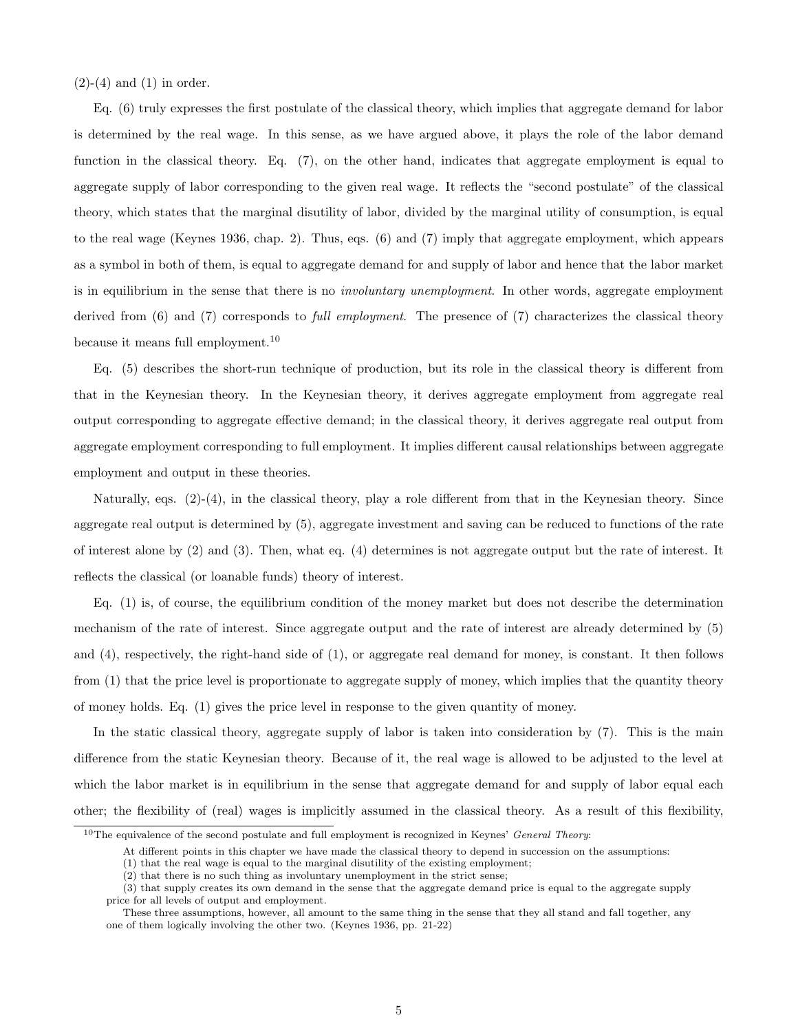(2)-(4) and (1) in order.

Eq. (6) truly expresses the first postulate of the classical theory, which implies that aggregate demand for labor is determined by the real wage. In this sense, as we have argued above, it plays the role of the labor demand function in the classical theory. Eq. (7), on the other hand, indicates that aggregate employment is equal to aggregate supply of labor corresponding to the given real wage. It reflects the "second postulate" of the classical theory, which states that the marginal disutility of labor, divided by the marginal utility of consumption, is equal to the real wage (Keynes 1936, chap. 2). Thus, eqs. (6) and (7) imply that aggregate employment, which appears as a symbol in both of them, is equal to aggregate demand for and supply of labor and hence that the labor market is in equilibrium in the sense that there is no *involuntary unemployment*. In other words, aggregate employment derived from (6) and (7) corresponds to *full employment*. The presence of (7) characterizes the classical theory because it means full employment.[10]

Eq. (5) describes the short-run technique of production, but its role in the classical theory is different from that in the Keynesian theory. In the Keynesian theory, it derives aggregate employment from aggregate real output corresponding to aggregate effective demand; in the classical theory, it derives aggregate real output from aggregate employment corresponding to full employment. It implies different causal relationships between aggregate employment and output in these theories.

Naturally, eqs. (2)-(4), in the classical theory, play a role different from that in the Keynesian theory. Since aggregate real output is determined by (5), aggregate investment and saving can be reduced to functions of the rate of interest alone by (2) and (3). Then, what eq. (4) determines is not aggregate output but the rate of interest. It reflects the classical (or loanable funds) theory of interest.

Eq. (1) is, of course, the equilibrium condition of the money market but does not describe the determination mechanism of the rate of interest. Since aggregate output and the rate of interest are already determined by (5) and (4), respectively, the right-hand side of (1), or aggregate real demand for money, is constant. It then follows from (1) that the price level is proportionate to aggregate supply of money, which implies that the quantity theory of money holds. Eq. (1) gives the price level in response to the given quantity of money.

In the static classical theory, aggregate supply of labor is taken into consideration by (7). This is the main difference from the static Keynesian theory. Because of it, the real wage is allowed to be adjusted to the level at which the labor market is in equilibrium in the sense that aggregate demand for and supply of labor equal each other; the flexibility of (real) wages is implicitly assumed in the classical theory. As a result of this flexibility,

[10] The equivalence of the second postulate and full employment is recognized in Keynes' *General Theory*:

> At different points in this chapter we have made the classical theory to depend in succession on the assumptions:
> (1) that the real wage is equal to the marginal disutility of the existing employment;
> (2) that there is no such thing as involuntary unemployment in the strict sense;
> (3) that supply creates its own demand in the sense that the aggregate demand price is equal to the aggregate supply price for all levels of output and employment.
> These three assumptions, however, all amount to the same thing in the sense that they all stand and fall together, any one of them logically involving the other two. (Keynes 1936, pp. 21-22)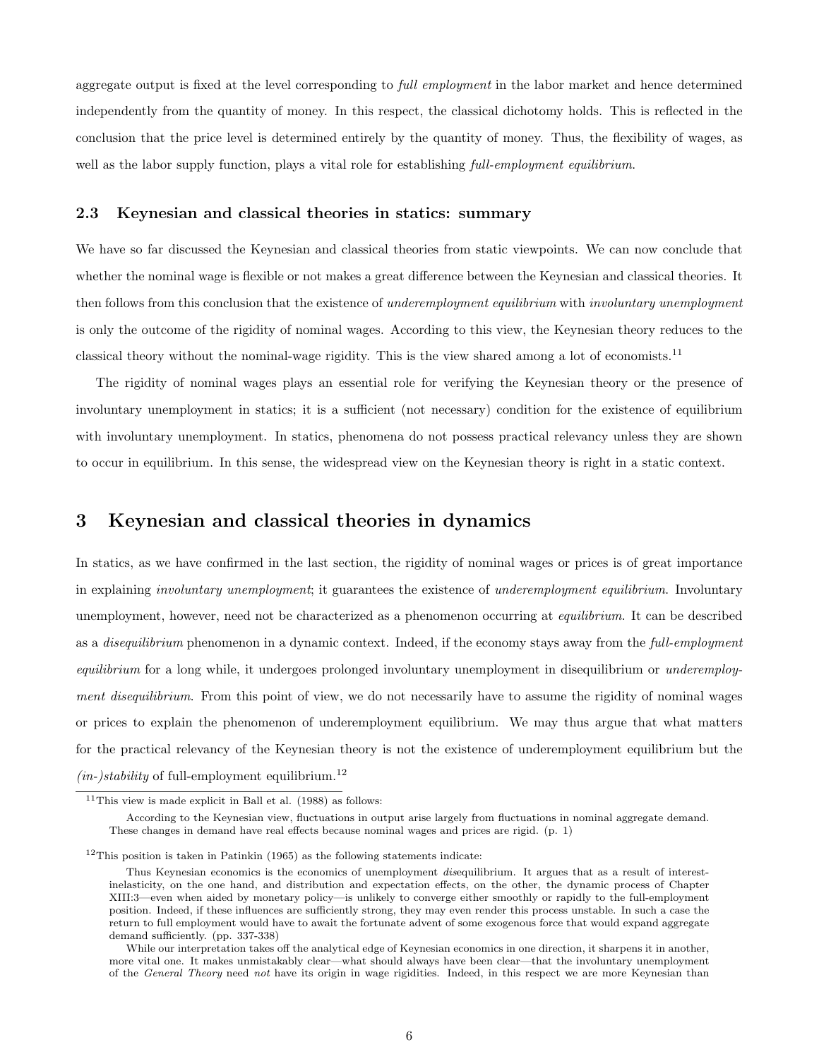aggregate output is fixed at the level corresponding to *full employment* in the labor market and hence determined independently from the quantity of money. In this respect, the classical dichotomy holds. This is reflected in the conclusion that the price level is determined entirely by the quantity of money. Thus, the flexibility of wages, as well as the labor supply function, plays a vital role for establishing *full-employment equilibrium*.

### 2.3 Keynesian and classical theories in statics: summary

We have so far discussed the Keynesian and classical theories from static viewpoints. We can now conclude that whether the nominal wage is flexible or not makes a great difference between the Keynesian and classical theories. It then follows from this conclusion that the existence of *underemployment equilibrium* with *involuntary unemployment* is only the outcome of the rigidity of nominal wages. According to this view, the Keynesian theory reduces to the classical theory without the nominal-wage rigidity. This is the view shared among a lot of economists.[11]

The rigidity of nominal wages plays an essential role for verifying the Keynesian theory or the presence of involuntary unemployment in statics; it is a sufficient (not necessary) condition for the existence of equilibrium with involuntary unemployment. In statics, phenomena do not possess practical relevancy unless they are shown to occur in equilibrium. In this sense, the widespread view on the Keynesian theory is right in a static context.

## 3 Keynesian and classical theories in dynamics

In statics, as we have confirmed in the last section, the rigidity of nominal wages or prices is of great importance in explaining *involuntary unemployment*; it guarantees the existence of *underemployment equilibrium*. Involuntary unemployment, however, need not be characterized as a phenomenon occurring at *equilibrium*. It can be described as a *disequilibrium* phenomenon in a dynamic context. Indeed, if the economy stays away from the *full-employment equilibrium* for a long while, it undergoes prolonged involuntary unemployment in disequilibrium or *underemployment disequilibrium*. From this point of view, we do not necessarily have to assume the rigidity of nominal wages or prices to explain the phenomenon of underemployment equilibrium. We may thus argue that what matters for the practical relevancy of the Keynesian theory is not the existence of underemployment equilibrium but the *(in-)stability* of full-employment equilibrium.[12]

---

[11] This view is made explicit in Ball et al. (1988) as follows:

> According to the Keynesian view, fluctuations in output arise largely from fluctuations in nominal aggregate demand. These changes in demand have real effects because nominal wages and prices are rigid. (p. 1)

[12] This position is taken in Patinkin (1965) as the following statements indicate:

> Thus Keynesian economics is the economics of unemployment *dis*equilibrium. It argues that as a result of interest-inelasticity, on the one hand, and distribution and expectation effects, on the other, the dynamic process of Chapter XIII:3—even when aided by monetary policy—is unlikely to converge either smoothly or rapidly to the full-employment position. Indeed, if these influences are sufficiently strong, they may even render this process unstable. In such a case the return to full employment would have to await the fortunate advent of some exogenous force that would expand aggregate demand sufficiently. (pp. 337-338)
>
> While our interpretation takes off the analytical edge of Keynesian economics in one direction, it sharpens it in another, more vital one. It makes unmistakably clear—what should always have been clear—that the involuntary unemployment of the *General Theory* need *not* have its origin in wage rigidities. Indeed, in this respect we are more Keynesian than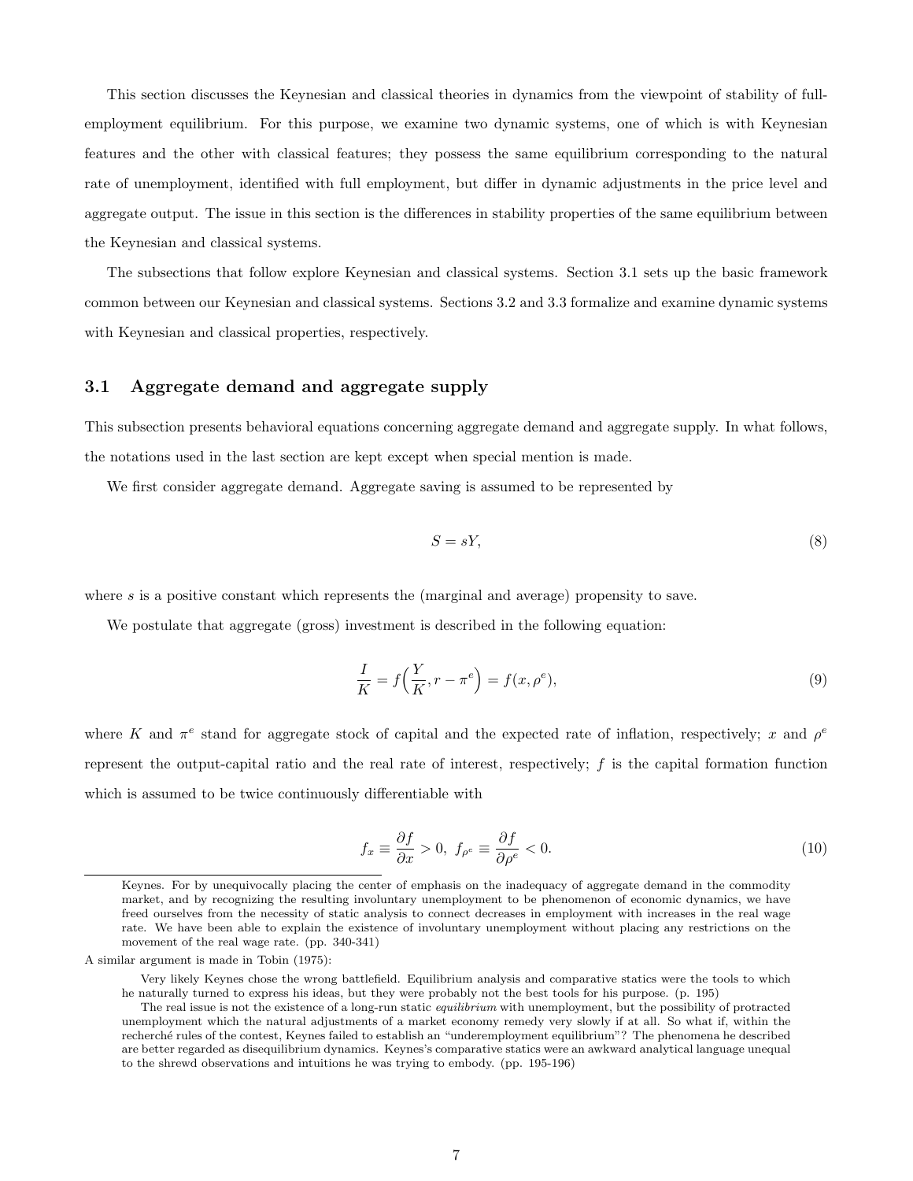This section discusses the Keynesian and classical theories in dynamics from the viewpoint of stability of full-employment equilibrium. For this purpose, we examine two dynamic systems, one of which is with Keynesian features and the other with classical features; they possess the same equilibrium corresponding to the natural rate of unemployment, identified with full employment, but differ in dynamic adjustments in the price level and aggregate output. The issue in this section is the differences in stability properties of the same equilibrium between the Keynesian and classical systems.

The subsections that follow explore Keynesian and classical systems. Section 3.1 sets up the basic framework common between our Keynesian and classical systems. Sections 3.2 and 3.3 formalize and examine dynamic systems with Keynesian and classical properties, respectively.

## 3.1 Aggregate demand and aggregate supply

This subsection presents behavioral equations concerning aggregate demand and aggregate supply. In what follows, the notations used in the last section are kept except when special mention is made.

We first consider aggregate demand. Aggregate saving is assumed to be represented by

$$S = sY, \tag{8}$$

where $s$ is a positive constant which represents the (marginal and average) propensity to save.

We postulate that aggregate (gross) investment is described in the following equation:

$$\frac{I}{K} = f\Big(\frac{Y}{K}, r - \pi^e\Big) = f(x, \rho^e), \tag{9}$$

where $K$ and $\pi^e$ stand for aggregate stock of capital and the expected rate of inflation, respectively; $x$ and $\rho^e$ represent the output-capital ratio and the real rate of interest, respectively; $f$ is the capital formation function which is assumed to be twice continuously differentiable with

$$f_x \equiv \frac{\partial f}{\partial x} > 0, \ f_{\rho^e} \equiv \frac{\partial f}{\partial \rho^e} < 0. \tag{10}$$

---

> Keynes. For by unequivocally placing the center of emphasis on the inadequacy of aggregate demand in the commodity market, and by recognizing the resulting involuntary unemployment to be phenomenon of economic dynamics, we have freed ourselves from the necessity of static analysis to connect decreases in employment with increases in the real wage rate. We have been able to explain the existence of involuntary unemployment without placing any restrictions on the movement of the real wage rate. (pp. 340-341)

A similar argument is made in Tobin (1975):

> Very likely Keynes chose the wrong battlefield. Equilibrium analysis and comparative statics were the tools to which he naturally turned to express his ideas, but they were probably not the best tools for his purpose. (p. 195)
>
> The real issue is not the existence of a long-run static *equilibrium* with unemployment, but the possibility of protracted unemployment which the natural adjustments of a market economy remedy very slowly if at all. So what if, within the recherché rules of the contest, Keynes failed to establish an "underemployment equilibrium"? The phenomena he described are better regarded as disequilibrium dynamics. Keynes's comparative statics were an awkward analytical language unequal to the shrewd observations and intuitions he was trying to embody. (pp. 195-196)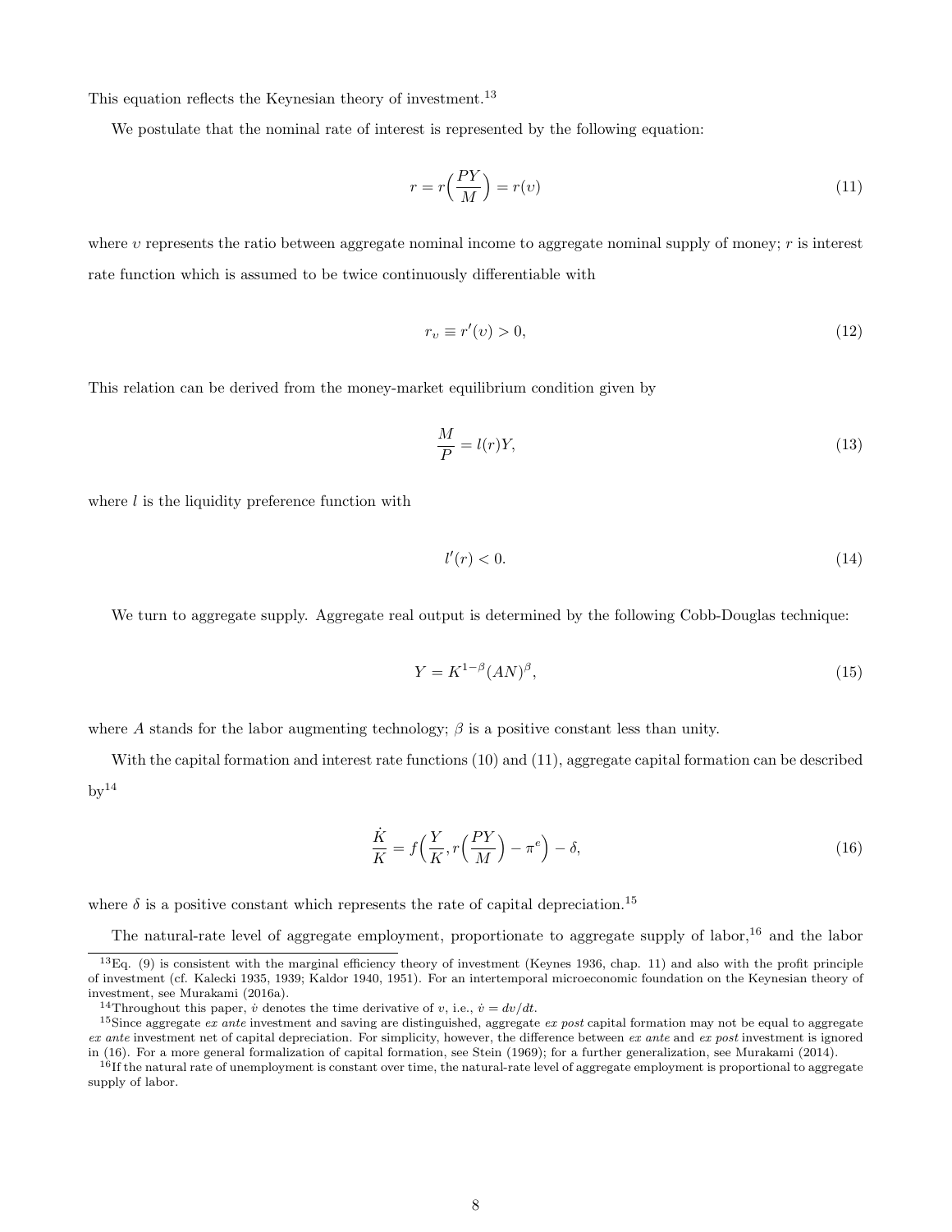This equation reflects the Keynesian theory of investment.[13]

We postulate that the nominal rate of interest is represented by the following equation:

$$r = r\Big(\frac{PY}{M}\Big) = r(v) \tag{11}$$

where $v$ represents the ratio between aggregate nominal income to aggregate nominal supply of money; $r$ is interest rate function which is assumed to be twice continuously differentiable with

$$r_v \equiv r'(v) > 0, \tag{12}$$

This relation can be derived from the money-market equilibrium condition given by

$$\frac{M}{P} = l(r)Y, \tag{13}$$

where $l$ is the liquidity preference function with

$$l'(r) < 0. \tag{14}$$

We turn to aggregate supply. Aggregate real output is determined by the following Cobb-Douglas technique:

$$Y = K^{1-\beta}(AN)^{\beta}, \tag{15}$$

where $A$ stands for the labor augmenting technology; $\beta$ is a positive constant less than unity.

With the capital formation and interest rate functions (10) and (11), aggregate capital formation can be described by[14]

$$\frac{\dot{K}}{K} = f\Big(\frac{Y}{K}, r\Big(\frac{PY}{M}\Big) - \pi^e\Big) - \delta, \tag{16}$$

where $\delta$ is a positive constant which represents the rate of capital depreciation.[15]

The natural-rate level of aggregate employment, proportionate to aggregate supply of labor,[16] and the labor

---

[13] Eq. (9) is consistent with the marginal efficiency theory of investment (Keynes 1936, chap. 11) and also with the profit principle of investment (cf. Kalecki 1935, 1939; Kaldor 1940, 1951). For an intertemporal microeconomic foundation on the Keynesian theory of investment, see Murakami (2016a).

[14] Throughout this paper, $\dot{v}$ denotes the time derivative of $v$, i.e., $\dot{v} = dv/dt$.

[15] Since aggregate *ex ante* investment and saving are distinguished, aggregate *ex post* capital formation may not be equal to aggregate *ex ante* investment net of capital depreciation. For simplicity, however, the difference between *ex ante* and *ex post* investment is ignored in (16). For a more general formalization of capital formation, see Stein (1969); for a further generalization, see Murakami (2014).

[16] If the natural rate of unemployment is constant over time, the natural-rate level of aggregate employment is proportional to aggregate supply of labor.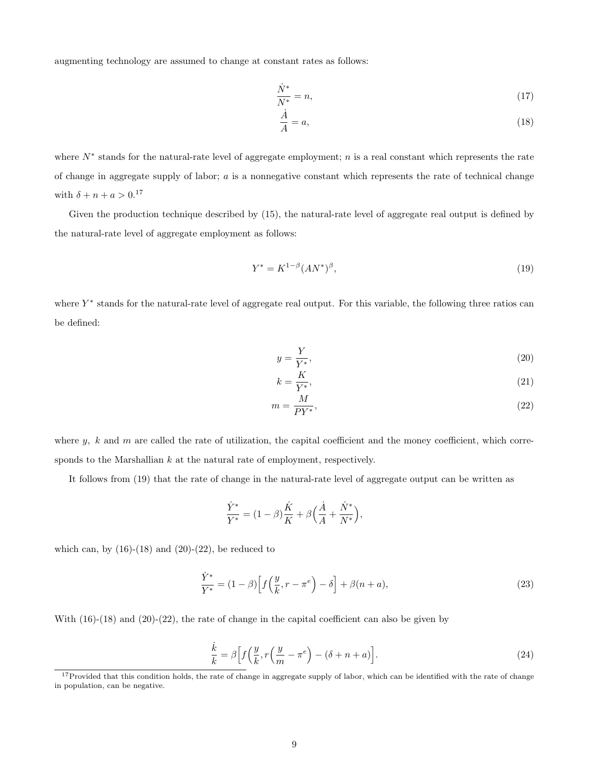augmenting technology are assumed to change at constant rates as follows:

$$\frac{\dot{N}^*}{N^*} = n, \tag{17}$$

$$\frac{\dot{A}}{A} = a, \tag{18}$$

where $N^*$ stands for the natural-rate level of aggregate employment; $n$ is a real constant which represents the rate of change in aggregate supply of labor; $a$ is a nonnegative constant which represents the rate of technical change with $\delta + n + a > 0$.[17]

Given the production technique described by (15), the natural-rate level of aggregate real output is defined by the natural-rate level of aggregate employment as follows:

$$Y^* = K^{1-\beta}(AN^*)^{\beta}, \tag{19}$$

where $Y^*$ stands for the natural-rate level of aggregate real output. For this variable, the following three ratios can be defined:

$$y = \frac{Y}{Y^*}, \tag{20}$$

$$k = \frac{K}{Y^*}, \tag{21}$$

$$m = \frac{M}{PY^*}, \tag{22}$$

where $y$, $k$ and $m$ are called the rate of utilization, the capital coefficient and the money coefficient, which corresponds to the Marshallian $k$ at the natural rate of employment, respectively.

It follows from (19) that the rate of change in the natural-rate level of aggregate output can be written as

$$\frac{\dot{Y}^*}{Y^*} = (1-\beta)\frac{\dot{K}}{K} + \beta\Big(\frac{\dot{A}}{A} + \frac{\dot{N}^*}{N^*}\Big),$$

which can, by (16)-(18) and (20)-(22), be reduced to

$$\frac{\dot{Y}^*}{Y^*} = (1-\beta)\Big[f\Big(\frac{y}{k}, r - \pi^e\Big) - \delta\Big] + \beta(n+a), \tag{23}$$

With (16)-(18) and (20)-(22), the rate of change in the capital coefficient can also be given by

$$\frac{\dot{k}}{k} = \beta\Big[f\Big(\frac{y}{k}, r\Big(\frac{y}{m} - \pi^e\Big) - (\delta + n + a)\Big]. \tag{24}$$

[17] Provided that this condition holds, the rate of change in aggregate supply of labor, which can be identified with the rate of change in population, can be negative.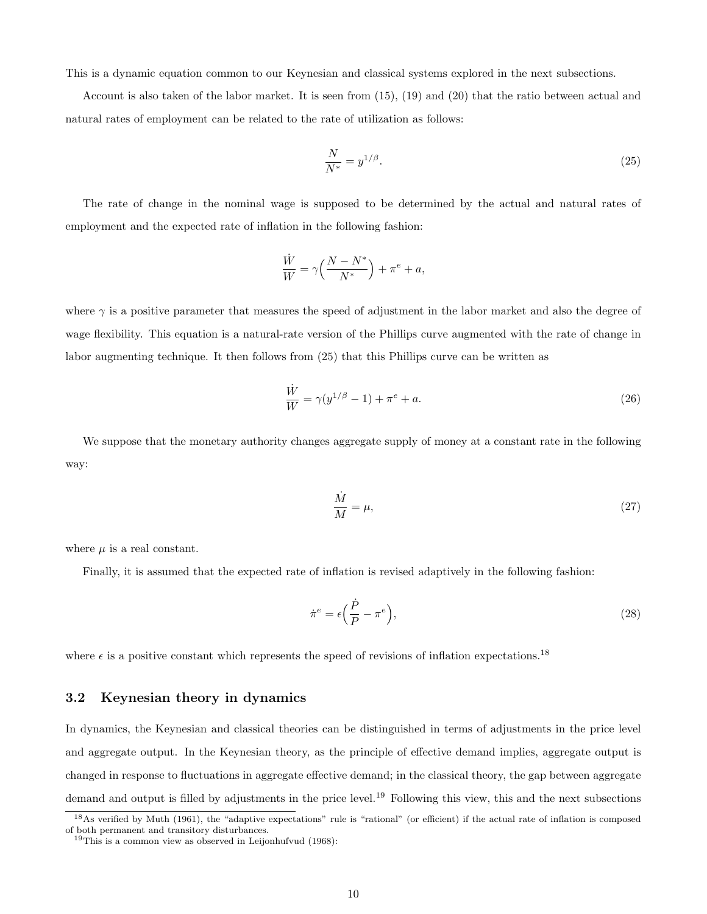This is a dynamic equation common to our Keynesian and classical systems explored in the next subsections.

Account is also taken of the labor market. It is seen from (15), (19) and (20) that the ratio between actual and natural rates of employment can be related to the rate of utilization as follows:

$$\frac{N}{N^*} = y^{1/\beta}. \tag{25}$$

The rate of change in the nominal wage is supposed to be determined by the actual and natural rates of employment and the expected rate of inflation in the following fashion:

$$\frac{\dot{W}}{W} = \gamma\Big(\frac{N - N^*}{N^*}\Big) + \pi^e + a,$$

where $\gamma$ is a positive parameter that measures the speed of adjustment in the labor market and also the degree of wage flexibility. This equation is a natural-rate version of the Phillips curve augmented with the rate of change in labor augmenting technique. It then follows from (25) that this Phillips curve can be written as

$$\frac{\dot{W}}{W} = \gamma(y^{1/\beta} - 1) + \pi^e + a. \tag{26}$$

We suppose that the monetary authority changes aggregate supply of money at a constant rate in the following way:

$$\frac{\dot{M}}{M} = \mu, \tag{27}$$

where $\mu$ is a real constant.

Finally, it is assumed that the expected rate of inflation is revised adaptively in the following fashion:

$$\dot{\pi}^e = \epsilon\Big(\frac{\dot{P}}{P} - \pi^e\Big), \tag{28}$$

where $\epsilon$ is a positive constant which represents the speed of revisions of inflation expectations.[18]

### 3.2 Keynesian theory in dynamics

In dynamics, the Keynesian and classical theories can be distinguished in terms of adjustments in the price level and aggregate output. In the Keynesian theory, as the principle of effective demand implies, aggregate output is changed in response to fluctuations in aggregate effective demand; in the classical theory, the gap between aggregate demand and output is filled by adjustments in the price level.[19] Following this view, this and the next subsections

[18] As verified by Muth (1961), the "adaptive expectations" rule is "rational" (or efficient) if the actual rate of inflation is composed of both permanent and transitory disturbances.

[19] This is a common view as observed in Leijonhufvud (1968):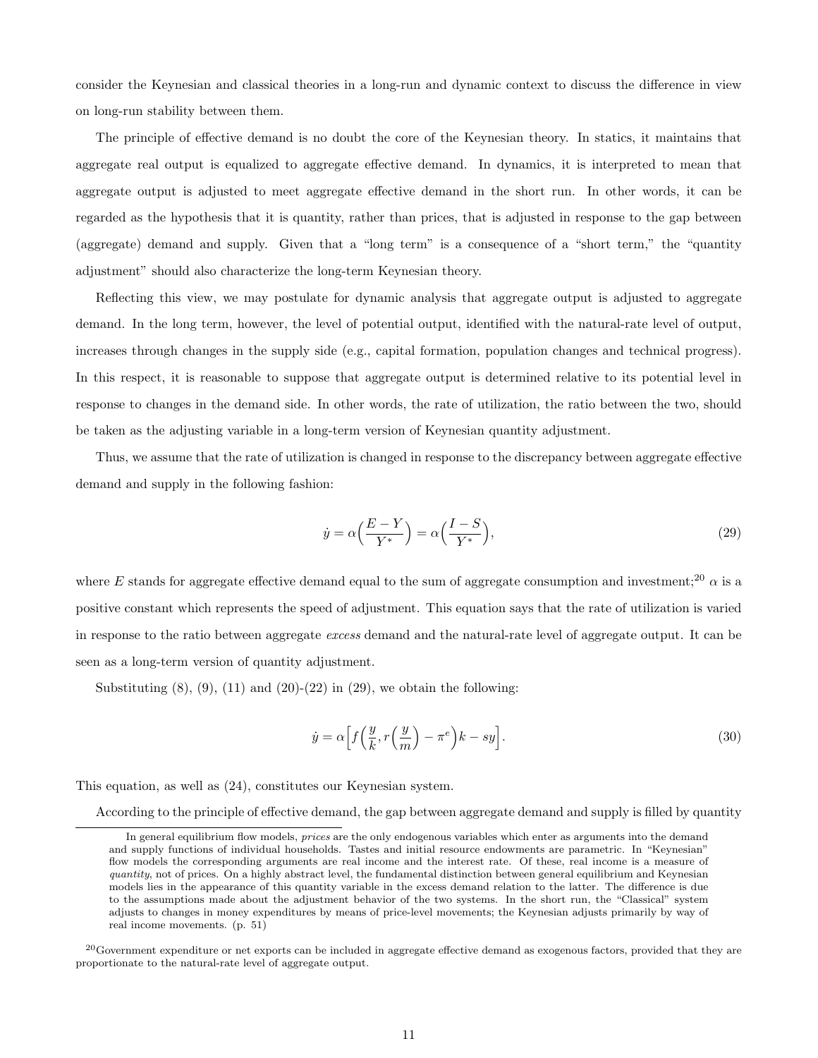consider the Keynesian and classical theories in a long-run and dynamic context to discuss the difference in view on long-run stability between them.

The principle of effective demand is no doubt the core of the Keynesian theory. In statics, it maintains that aggregate real output is equalized to aggregate effective demand. In dynamics, it is interpreted to mean that aggregate output is adjusted to meet aggregate effective demand in the short run. In other words, it can be regarded as the hypothesis that it is quantity, rather than prices, that is adjusted in response to the gap between (aggregate) demand and supply. Given that a "long term" is a consequence of a "short term," the "quantity adjustment" should also characterize the long-term Keynesian theory.

Reflecting this view, we may postulate for dynamic analysis that aggregate output is adjusted to aggregate demand. In the long term, however, the level of potential output, identified with the natural-rate level of output, increases through changes in the supply side (e.g., capital formation, population changes and technical progress). In this respect, it is reasonable to suppose that aggregate output is determined relative to its potential level in response to changes in the demand side. In other words, the rate of utilization, the ratio between the two, should be taken as the adjusting variable in a long-term version of Keynesian quantity adjustment.

Thus, we assume that the rate of utilization is changed in response to the discrepancy between aggregate effective demand and supply in the following fashion:

$$\dot{y} = \alpha\Big(\frac{E - Y}{Y^*}\Big) = \alpha\Big(\frac{I - S}{Y^*}\Big), \tag{29}$$

where $E$ stands for aggregate effective demand equal to the sum of aggregate consumption and investment;[20] $\alpha$ is a positive constant which represents the speed of adjustment. This equation says that the rate of utilization is varied in response to the ratio between aggregate *excess* demand and the natural-rate level of aggregate output. It can be seen as a long-term version of quantity adjustment.

Substituting (8), (9), (11) and (20)-(22) in (29), we obtain the following:

$$\dot{y} = \alpha\Big[f\Big(\frac{y}{k}, r\Big(\frac{y}{m}\Big) - \pi^e\Big)k - sy\Big]. \tag{30}$$

This equation, as well as (24), constitutes our Keynesian system.

According to the principle of effective demand, the gap between aggregate demand and supply is filled by quantity

---

In general equilibrium flow models, *prices* are the only endogenous variables which enter as arguments into the demand and supply functions of individual households. Tastes and initial resource endowments are parametric. In "Keynesian" flow models the corresponding arguments are real income and the interest rate. Of these, real income is a measure of *quantity*, not of prices. On a highly abstract level, the fundamental distinction between general equilibrium and Keynesian models lies in the appearance of this quantity variable in the excess demand relation to the latter. The difference is due to the assumptions made about the adjustment behavior of the two systems. In the short run, the "Classical" system adjusts to changes in money expenditures by means of price-level movements; the Keynesian adjusts primarily by way of real income movements. (p. 51)

[20] Government expenditure or net exports can be included in aggregate effective demand as exogenous factors, provided that they are proportionate to the natural-rate level of aggregate output.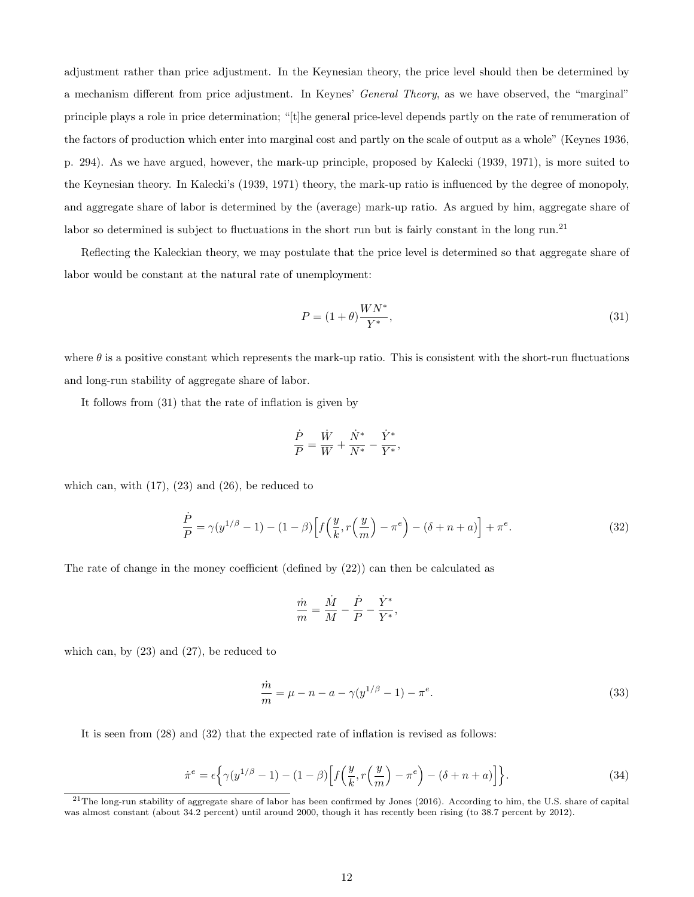adjustment rather than price adjustment. In the Keynesian theory, the price level should then be determined by a mechanism different from price adjustment. In Keynes' *General Theory*, as we have observed, the "marginal" principle plays a role in price determination; "[t]he general price-level depends partly on the rate of renumeration of the factors of production which enter into marginal cost and partly on the scale of output as a whole" (Keynes 1936, p. 294). As we have argued, however, the mark-up principle, proposed by Kalecki (1939, 1971), is more suited to the Keynesian theory. In Kalecki's (1939, 1971) theory, the mark-up ratio is influenced by the degree of monopoly, and aggregate share of labor is determined by the (average) mark-up ratio. As argued by him, aggregate share of labor so determined is subject to fluctuations in the short run but is fairly constant in the long run.[21]

Reflecting the Kaleckian theory, we may postulate that the price level is determined so that aggregate share of labor would be constant at the natural rate of unemployment:

$$P = (1+\theta)\frac{WN^*}{Y^*}, \tag{31}$$

where $\theta$ is a positive constant which represents the mark-up ratio. This is consistent with the short-run fluctuations and long-run stability of aggregate share of labor.

It follows from (31) that the rate of inflation is given by

$$\frac{\dot{P}}{P} = \frac{\dot{W}}{W} + \frac{\dot{N}^*}{N^*} - \frac{\dot{Y}^*}{Y^*},$$

which can, with (17), (23) and (26), be reduced to

$$\frac{\dot{P}}{P} = \gamma(y^{1/\beta} - 1) - (1-\beta)\Big[f\Big(\frac{y}{k}, r\Big(\frac{y}{m}\Big) - \pi^e\Big) - (\delta + n + a)\Big] + \pi^e. \tag{32}$$

The rate of change in the money coefficient (defined by (22)) can then be calculated as

$$\frac{\dot{m}}{m} = \frac{\dot{M}}{M} - \frac{\dot{P}}{P} - \frac{\dot{Y}^*}{Y^*},$$

which can, by (23) and (27), be reduced to

$$\frac{\dot{m}}{m} = \mu - n - a - \gamma(y^{1/\beta} - 1) - \pi^e. \tag{33}$$

It is seen from (28) and (32) that the expected rate of inflation is revised as follows:

$$\dot{\pi}^e = \epsilon\Big\{\gamma(y^{1/\beta} - 1) - (1-\beta)\Big[f\Big(\frac{y}{k}, r\Big(\frac{y}{m}\Big) - \pi^e\Big) - (\delta + n + a)\Big]\Big\}. \tag{34}$$

[21] The long-run stability of aggregate share of labor has been confirmed by Jones (2016). According to him, the U.S. share of capital was almost constant (about 34.2 percent) until around 2000, though it has recently been rising (to 38.7 percent by 2012).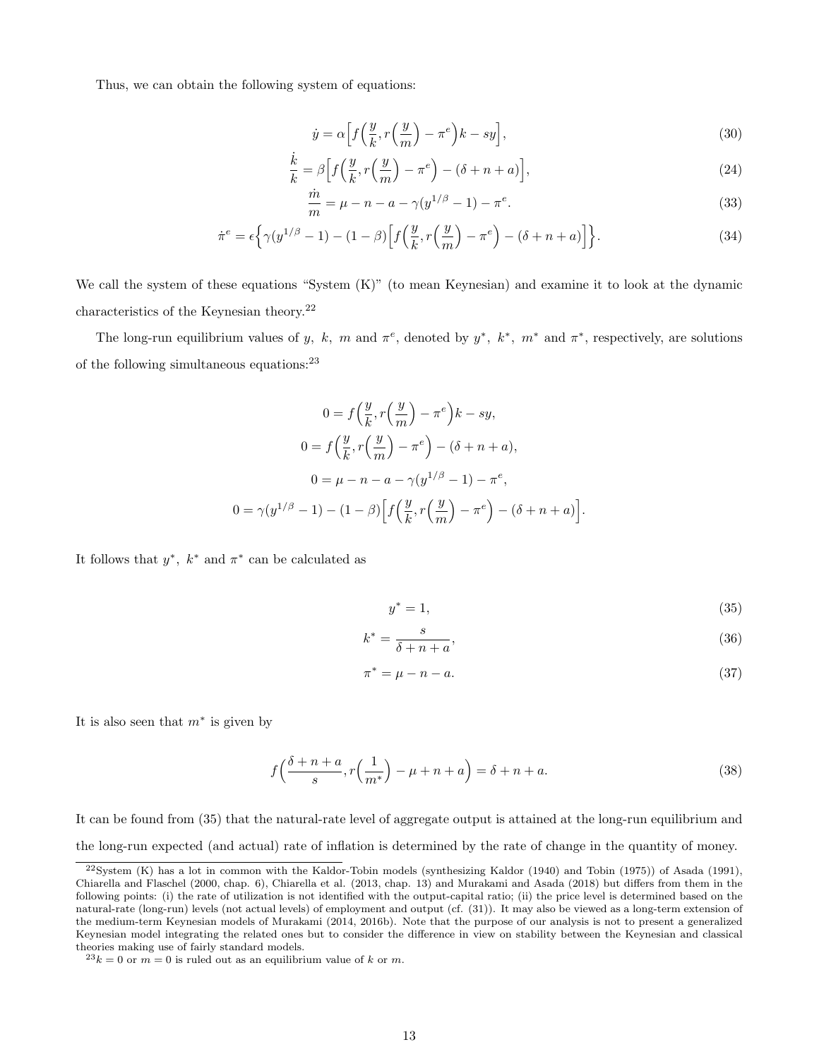Thus, we can obtain the following system of equations:

$$\dot{y} = \alpha\Big[f\Big(\frac{y}{k}, r\Big(\frac{y}{m}\Big) - \pi^e\Big)k - sy\Big], \tag{30}$$

$$\frac{\dot{k}}{k} = \beta\Big[f\Big(\frac{y}{k}, r\Big(\frac{y}{m}\Big) - \pi^e\Big) - (\delta + n + a)\Big], \tag{24}$$

$$\frac{\dot{m}}{m} = \mu - n - a - \gamma(y^{1/\beta} - 1) - \pi^e. \tag{33}$$

$$\dot{\pi}^e = \epsilon\Big\{\gamma(y^{1/\beta} - 1) - (1 - \beta)\Big[f\Big(\frac{y}{k}, r\Big(\frac{y}{m}\Big) - \pi^e\Big) - (\delta + n + a)\Big]\Big\}. \tag{34}$$

We call the system of these equations "System (K)" (to mean Keynesian) and examine it to look at the dynamic characteristics of the Keynesian theory.[22]

The long-run equilibrium values of $y$, $k$, $m$ and $\pi^e$, denoted by $y^*$, $k^*$, $m^*$ and $\pi^*$, respectively, are solutions of the following simultaneous equations:[23]

$$0 = f\Big(\frac{y}{k}, r\Big(\frac{y}{m}\Big) - \pi^e\Big)k - sy,$$

$$0 = f\Big(\frac{y}{k}, r\Big(\frac{y}{m}\Big) - \pi^e\Big) - (\delta + n + a),$$

$$0 = \mu - n - a - \gamma(y^{1/\beta} - 1) - \pi^e,$$

$$0 = \gamma(y^{1/\beta} - 1) - (1 - \beta)\Big[f\Big(\frac{y}{k}, r\Big(\frac{y}{m}\Big) - \pi^e\Big) - (\delta + n + a)\Big].$$

It follows that $y^*$, $k^*$ and $\pi^*$ can be calculated as

$$y^* = 1, \tag{35}$$

$$k^* = \frac{s}{\delta + n + a}, \tag{36}$$

$$\pi^* = \mu - n - a. \tag{37}$$

It is also seen that $m^*$ is given by

$$f\Big(\frac{\delta + n + a}{s}, r\Big(\frac{1}{m^*}\Big) - \mu + n + a\Big) = \delta + n + a. \tag{38}$$

It can be found from (35) that the natural-rate level of aggregate output is attained at the long-run equilibrium and the long-run expected (and actual) rate of inflation is determined by the rate of change in the quantity of money.

[22] System (K) has a lot in common with the Kaldor-Tobin models (synthesizing Kaldor (1940) and Tobin (1975)) of Asada (1991), Chiarella and Flaschel (2000, chap. 6), Chiarella et al. (2013, chap. 13) and Murakami and Asada (2018) but differs from them in the following points: (i) the rate of utilization is not identified with the output-capital ratio; (ii) the price level is determined based on the natural-rate (long-run) levels (not actual levels) of employment and output (cf. (31)). It may also be viewed as a long-term extension of the medium-term Keynesian models of Murakami (2014, 2016b). Note that the purpose of our analysis is not to present a generalized Keynesian model integrating the related ones but to consider the difference in view on stability between the Keynesian and classical theories making use of fairly standard models.

[23] $k = 0$ or $m = 0$ is ruled out as an equilibrium value of $k$ or $m$.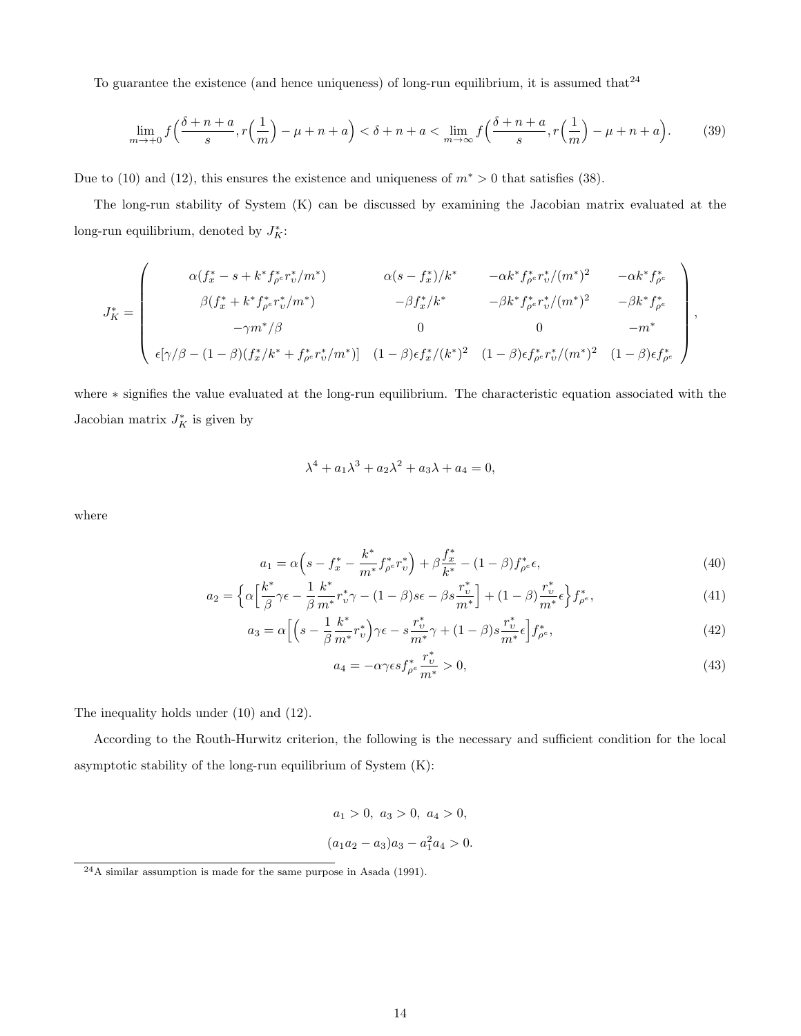To guarantee the existence (and hence uniqueness) of long-run equilibrium, it is assumed that[24]

$$\lim_{m\to+0} f\Big(\frac{\delta+n+a}{s}, r\Big(\frac{1}{m}\Big)-\mu+n+a\Big) < \delta+n+a < \lim_{m\to\infty} f\Big(\frac{\delta+n+a}{s}, r\Big(\frac{1}{m}\Big)-\mu+n+a\Big). \tag{39}$$

Due to (10) and (12), this ensures the existence and uniqueness of $m^*>0$ that satisfies (38).

The long-run stability of System (K) can be discussed by examining the Jacobian matrix evaluated at the long-run equilibrium, denoted by $J_K^*$:

$$J_K^* = \begin{pmatrix} \alpha(f_x^* - s + k^* f_{\rho^e}^* r_\upsilon^*/m^*) & \alpha(s - f_x^*)/k^* & -\alpha k^* f_{\rho^e}^* r_\upsilon^*/(m^*)^2 & -\alpha k^* f_{\rho^e}^* \\ \beta(f_x^* + k^* f_{\rho^e}^* r_\upsilon^*/m^*) & -\beta f_x^*/k^* & -\beta k^* f_{\rho^e}^* r_\upsilon^*/(m^*)^2 & -\beta k^* f_{\rho^e}^* \\ -\gamma m^*/\beta & 0 & 0 & -m^* \\ \epsilon[\gamma/\beta - (1-\beta)(f_x^*/k^* + f_{\rho^e}^* r_\upsilon^*/m^*)] & (1-\beta)\epsilon f_x^*/(k^*)^2 & (1-\beta)\epsilon f_{\rho^e}^* r_\upsilon^*/(m^*)^2 & (1-\beta)\epsilon f_{\rho^e}^* \end{pmatrix},$$

where $*$ signifies the value evaluated at the long-run equilibrium. The characteristic equation associated with the Jacobian matrix $J_K^*$ is given by

$$\lambda^4 + a_1\lambda^3 + a_2\lambda^2 + a_3\lambda + a_4 = 0,$$

where

$$a_1 = \alpha\Big(s - f_x^* - \frac{k^*}{m^*} f_{\rho^e}^* r_\upsilon^*\Big) + \beta\frac{f_x^*}{k^*} - (1-\beta) f_{\rho^e}^* \epsilon, \tag{40}$$

$$a_2 = \Big\{\alpha\Big[\frac{k^*}{\beta}\gamma\epsilon - \frac{1}{\beta}\frac{k^*}{m^*} r_\upsilon^* \gamma - (1-\beta)s\epsilon - \beta s\frac{r_\upsilon^*}{m^*}\Big] + (1-\beta)\frac{r_\upsilon^*}{m^*}\epsilon\Big\} f_{\rho^e}^*, \tag{41}$$

$$a_3 = \alpha\Big[\Big(s - \frac{1}{\beta}\frac{k^*}{m^*} r_\upsilon^*\Big)\gamma\epsilon - s\frac{r_\upsilon^*}{m^*}\gamma + (1-\beta)s\frac{r_\upsilon^*}{m^*}\epsilon\Big] f_{\rho^e}^*, \tag{42}$$

$$a_4 = -\alpha\gamma\epsilon s f_{\rho^e}^* \frac{r_\upsilon^*}{m^*} > 0, \tag{43}$$

The inequality holds under (10) and (12).

According to the Routh-Hurwitz criterion, the following is the necessary and sufficient condition for the local asymptotic stability of the long-run equilibrium of System (K):

$$a_1 > 0,\ a_3 > 0,\ a_4 > 0,$$

$$(a_1 a_2 - a_3)a_3 - a_1^2 a_4 > 0.$$

[24]A similar assumption is made for the same purpose in Asada (1991).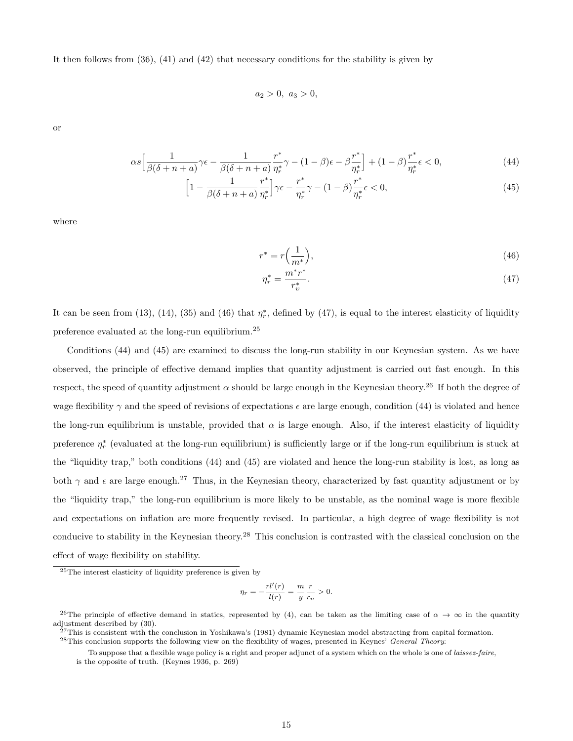It then follows from (36), (41) and (42) that necessary conditions for the stability is given by

$$a_2 > 0,\ a_3 > 0,$$

or

$$\alpha s\Big[\frac{1}{\beta(\delta+n+a)}\gamma\epsilon - \frac{1}{\beta(\delta+n+a)}\frac{r^*}{\eta_r^*}\gamma - (1-\beta)\epsilon - \beta\frac{r^*}{\eta_r^*}\Big] + (1-\beta)\frac{r^*}{\eta_r^*}\epsilon < 0, \tag{44}$$

$$\Big[1 - \frac{1}{\beta(\delta+n+a)}\frac{r^*}{\eta_r^*}\Big]\gamma\epsilon - \frac{r^*}{\eta_r^*}\gamma - (1-\beta)\frac{r^*}{\eta_r^*}\epsilon < 0, \tag{45}$$

where

$$r^* = r\Big(\frac{1}{m^*}\Big), \tag{46}$$

$$\eta_r^* = \frac{m^* r^*}{r_v^*}. \tag{47}$$

It can be seen from (13), (14), (35) and (46) that $\eta_r^*$, defined by (47), is equal to the interest elasticity of liquidity preference evaluated at the long-run equilibrium.[25]

Conditions (44) and (45) are examined to discuss the long-run stability in our Keynesian system. As we have observed, the principle of effective demand implies that quantity adjustment is carried out fast enough. In this respect, the speed of quantity adjustment $\alpha$ should be large enough in the Keynesian theory.[26] If both the degree of wage flexibility $\gamma$ and the speed of revisions of expectations $\epsilon$ are large enough, condition (44) is violated and hence the long-run equilibrium is unstable, provided that $\alpha$ is large enough. Also, if the interest elasticity of liquidity preference $\eta_r^*$ (evaluated at the long-run equilibrium) is sufficiently large or if the long-run equilibrium is stuck at the "liquidity trap," both conditions (44) and (45) are violated and hence the long-run stability is lost, as long as both $\gamma$ and $\epsilon$ are large enough.[27] Thus, in the Keynesian theory, characterized by fast quantity adjustment or by the "liquidity trap," the long-run equilibrium is more likely to be unstable, as the nominal wage is more flexible and expectations on inflation are more frequently revised. In particular, a high degree of wage flexibility is not conducive to stability in the Keynesian theory.[28] This conclusion is contrasted with the classical conclusion on the effect of wage flexibility on stability.

---

[25] The interest elasticity of liquidity preference is given by

$$\eta_r = -\frac{rl'(r)}{l(r)} = \frac{m}{y}\frac{r}{r_v} > 0.$$

[26] The principle of effective demand in statics, represented by (4), can be taken as the limiting case of $\alpha \to \infty$ in the quantity adjustment described by (30).

[27] This is consistent with the conclusion in Yoshikawa's (1981) dynamic Keynesian model abstracting from capital formation.

[28] This conclusion supports the following view on the flexibility of wages, presented in Keynes' *General Theory*:

> To suppose that a flexible wage policy is a right and proper adjunct of a system which on the whole is one of *laissez-faire*, is the opposite of truth. (Keynes 1936, p. 269)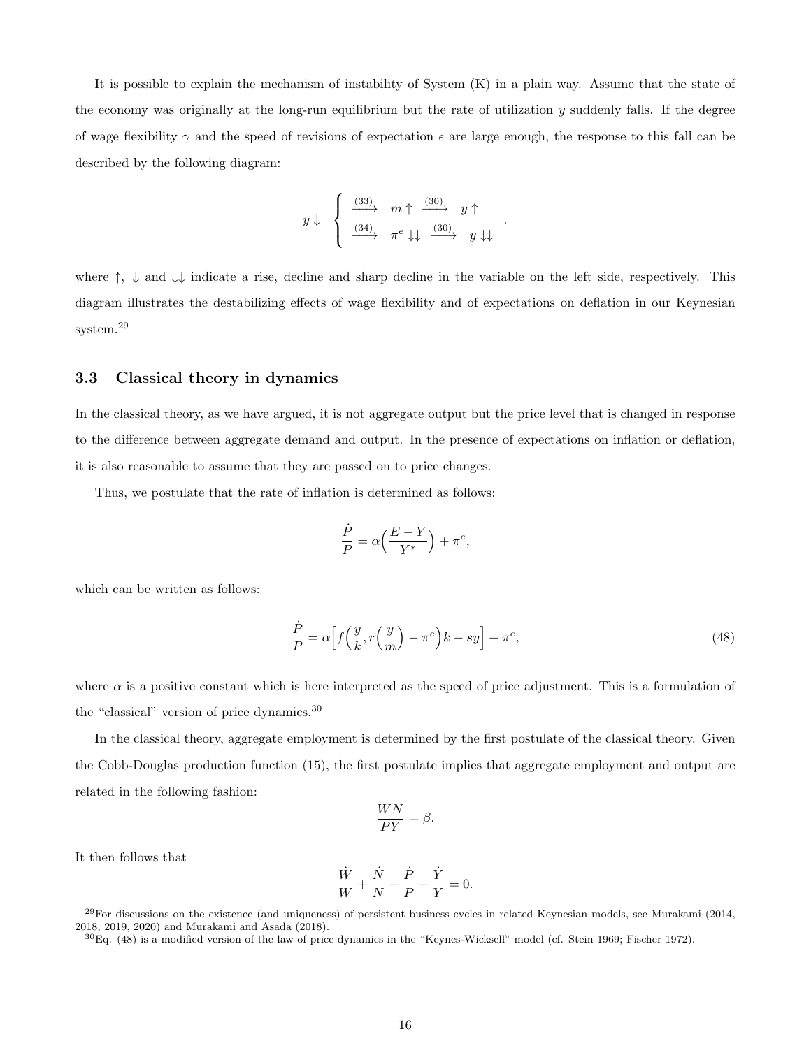It is possible to explain the mechanism of instability of System (K) in a plain way. Assume that the state of the economy was originally at the long-run equilibrium but the rate of utilization $y$ suddenly falls. If the degree of wage flexibility $\gamma$ and the speed of revisions of expectation $\epsilon$ are large enough, the response to this fall can be described by the following diagram:

$$
y \downarrow \quad \begin{cases} \xrightarrow{(33)} \quad m \uparrow \quad \xrightarrow{(30)} \quad y \uparrow \\ \xrightarrow{(34)} \quad \pi^e \downarrow\downarrow \quad \xrightarrow{(30)} \quad y \downarrow\downarrow \end{cases} .
$$

where $\uparrow$, $\downarrow$ and $\downarrow\downarrow$ indicate a rise, decline and sharp decline in the variable on the left side, respectively. This diagram illustrates the destabilizing effects of wage flexibility and of expectations on deflation in our Keynesian system.[29]

### 3.3 Classical theory in dynamics

In the classical theory, as we have argued, it is not aggregate output but the price level that is changed in response to the difference between aggregate demand and output. In the presence of expectations on inflation or deflation, it is also reasonable to assume that they are passed on to price changes.

Thus, we postulate that the rate of inflation is determined as follows:

$$
\frac{\dot{P}}{P} = \alpha\Big(\frac{E - Y}{Y^*}\Big) + \pi^e,
$$

which can be written as follows:

$$
\frac{\dot{P}}{P} = \alpha\Big[f\Big(\frac{y}{k}, r\Big(\frac{y}{m}\Big) - \pi^e\Big)k - sy\Big] + \pi^e, \tag{48}
$$

where $\alpha$ is a positive constant which is here interpreted as the speed of price adjustment. This is a formulation of the "classical" version of price dynamics.[30]

In the classical theory, aggregate employment is determined by the first postulate of the classical theory. Given the Cobb-Douglas production function (15), the first postulate implies that aggregate employment and output are related in the following fashion:

$$
\frac{WN}{PY} = \beta.
$$

It then follows that

$$
\frac{\dot{W}}{W} + \frac{\dot{N}}{N} - \frac{\dot{P}}{P} - \frac{\dot{Y}}{Y} = 0.
$$

[29] For discussions on the existence (and uniqueness) of persistent business cycles in related Keynesian models, see Murakami (2014, 2018, 2019, 2020) and Murakami and Asada (2018).

[30] Eq. (48) is a modified version of the law of price dynamics in the "Keynes-Wicksell" model (cf. Stein 1969; Fischer 1972).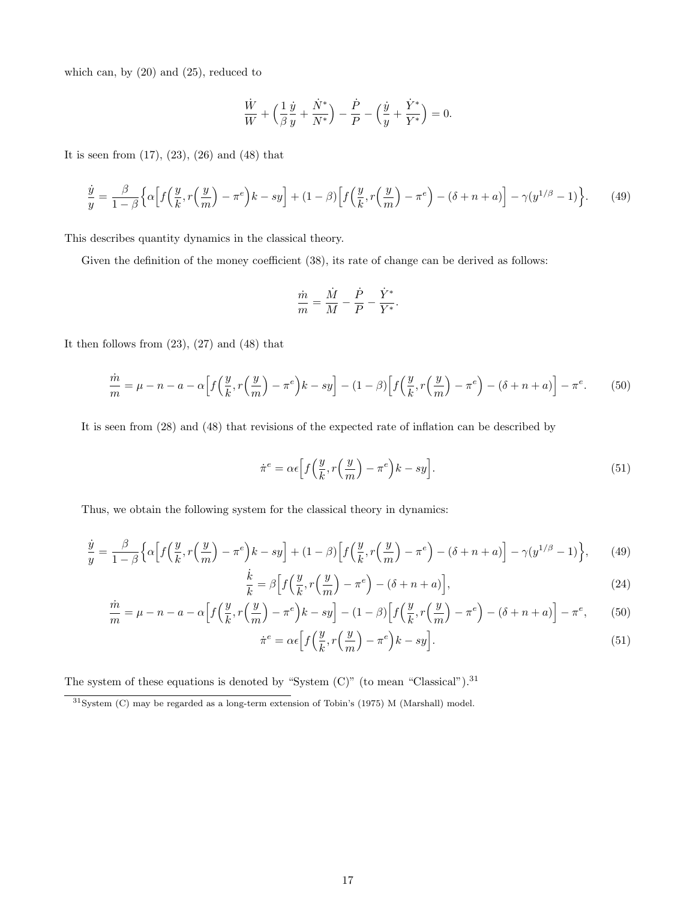which can, by (20) and (25), reduced to

$$\frac{\dot{W}}{W} + \Big(\frac{1}{\beta}\frac{\dot{y}}{y} + \frac{\dot{N}^*}{N^*}\Big) - \frac{\dot{P}}{P} - \Big(\frac{\dot{y}}{y} + \frac{\dot{Y}^*}{Y^*}\Big) = 0.$$

It is seen from (17), (23), (26) and (48) that

$$\frac{\dot{y}}{y} = \frac{\beta}{1-\beta}\Big\{\alpha\Big[f\Big(\frac{y}{k}, r\Big(\frac{y}{m}\Big) - \pi^e\Big)k - sy\Big] + (1-\beta)\Big[f\Big(\frac{y}{k}, r\Big(\frac{y}{m}\Big) - \pi^e\Big) - (\delta + n + a)\Big] - \gamma(y^{1/\beta} - 1)\Big\}. \tag{49}$$

This describes quantity dynamics in the classical theory.

Given the definition of the money coefficient (38), its rate of change can be derived as follows:

$$\frac{\dot{m}}{m} = \frac{\dot{M}}{M} - \frac{\dot{P}}{P} - \frac{\dot{Y}^*}{Y^*}.$$

It then follows from (23), (27) and (48) that

$$\frac{\dot{m}}{m} = \mu - n - a - \alpha\Big[f\Big(\frac{y}{k}, r\Big(\frac{y}{m}\Big) - \pi^e\Big)k - sy\Big] - (1-\beta)\Big[f\Big(\frac{y}{k}, r\Big(\frac{y}{m}\Big) - \pi^e\Big) - (\delta + n + a)\Big] - \pi^e. \tag{50}$$

It is seen from (28) and (48) that revisions of the expected rate of inflation can be described by

$$\dot{\pi}^e = \alpha\epsilon\Big[f\Big(\frac{y}{k}, r\Big(\frac{y}{m}\Big) - \pi^e\Big)k - sy\Big]. \tag{51}$$

Thus, we obtain the following system for the classical theory in dynamics:

$$\frac{\dot{y}}{y} = \frac{\beta}{1-\beta}\Big\{\alpha\Big[f\Big(\frac{y}{k}, r\Big(\frac{y}{m}\Big) - \pi^e\Big)k - sy\Big] + (1-\beta)\Big[f\Big(\frac{y}{k}, r\Big(\frac{y}{m}\Big) - \pi^e\Big) - (\delta + n + a)\Big] - \gamma(y^{1/\beta} - 1)\Big\}, \tag{49}$$

$$\frac{\dot{k}}{k} = \beta\Big[f\Big(\frac{y}{k}, r\Big(\frac{y}{m}\Big) - \pi^e\Big) - (\delta + n + a)\Big], \tag{24}$$

$$\frac{\dot{m}}{m} = \mu - n - a - \alpha\Big[f\Big(\frac{y}{k}, r\Big(\frac{y}{m}\Big) - \pi^e\Big)k - sy\Big] - (1-\beta)\Big[f\Big(\frac{y}{k}, r\Big(\frac{y}{m}\Big) - \pi^e\Big) - (\delta + n + a)\Big] - \pi^e, \tag{50}$$

$$\dot{\pi}^e = \alpha\epsilon\Big[f\Big(\frac{y}{k}, r\Big(\frac{y}{m}\Big) - \pi^e\Big)k - sy\Big]. \tag{51}$$

The system of these equations is denoted by "System (C)" (to mean "Classical").[31]

[31] System (C) may be regarded as a long-term extension of Tobin's (1975) M (Marshall) model.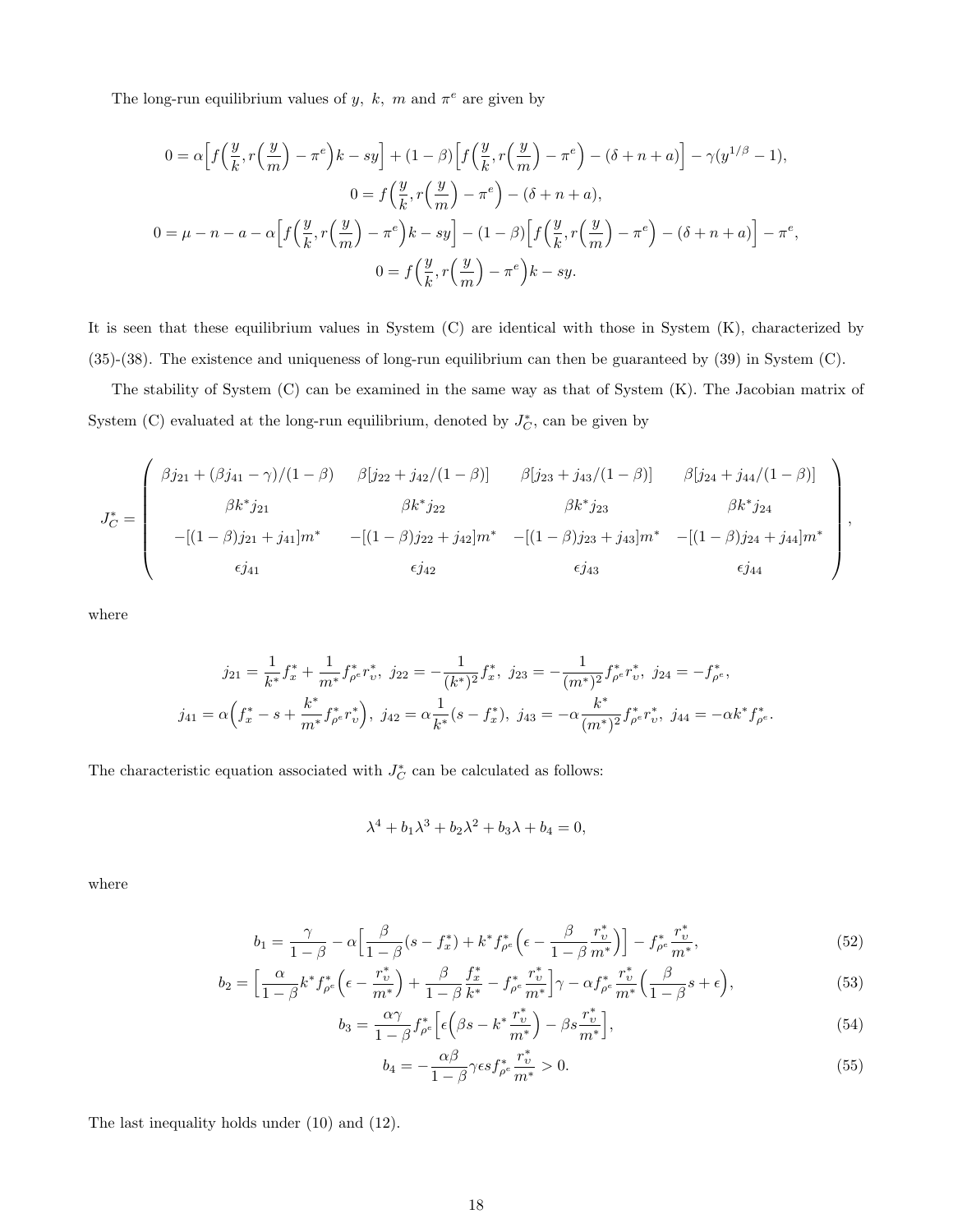The long-run equilibrium values of $y,\ k,\ m$ and $\pi^e$ are given by

$$
0 = \alpha\Big[f\Big(\frac{y}{k}, r\Big(\frac{y}{m}\Big) - \pi^e\Big)k - sy\Big] + (1-\beta)\Big[f\Big(\frac{y}{k}, r\Big(\frac{y}{m}\Big) - \pi^e\Big) - (\delta + n + a)\Big] - \gamma(y^{1/\beta} - 1),
$$
$$
0 = f\Big(\frac{y}{k}, r\Big(\frac{y}{m}\Big) - \pi^e\Big) - (\delta + n + a),
$$
$$
0 = \mu - n - a - \alpha\Big[f\Big(\frac{y}{k}, r\Big(\frac{y}{m}\Big) - \pi^e\Big)k - sy\Big] - (1-\beta)\Big[f\Big(\frac{y}{k}, r\Big(\frac{y}{m}\Big) - \pi^e\Big) - (\delta + n + a)\Big] - \pi^e,
$$
$$
0 = f\Big(\frac{y}{k}, r\Big(\frac{y}{m}\Big) - \pi^e\Big)k - sy.
$$

It is seen that these equilibrium values in System (C) are identical with those in System (K), characterized by (35)-(38). The existence and uniqueness of long-run equilibrium can then be guaranteed by (39) in System (C).

The stability of System (C) can be examined in the same way as that of System (K). The Jacobian matrix of System (C) evaluated at the long-run equilibrium, denoted by $J_C^*$, can be given by

$$
J_C^* = \begin{pmatrix}
\beta j_{21} + (\beta j_{41} - \gamma)/(1-\beta) & \beta[j_{22} + j_{42}/(1-\beta)] & \beta[j_{23} + j_{43}/(1-\beta)] & \beta[j_{24} + j_{44}/(1-\beta)] \\
\beta k^* j_{21} & \beta k^* j_{22} & \beta k^* j_{23} & \beta k^* j_{24} \\
-[(1-\beta)j_{21} + j_{41}]m^* & -[(1-\beta)j_{22} + j_{42}]m^* & -[(1-\beta)j_{23} + j_{43}]m^* & -[(1-\beta)j_{24} + j_{44}]m^* \\
\epsilon j_{41} & \epsilon j_{42} & \epsilon j_{43} & \epsilon j_{44}
\end{pmatrix},
$$

where

$$
j_{21} = \frac{1}{k^*}f_x^* + \frac{1}{m^*}f_{\rho^e}^* r_\upsilon^*,\ j_{22} = -\frac{1}{(k^*)^2}f_x^*,\ j_{23} = -\frac{1}{(m^*)^2}f_{\rho^e}^* r_\upsilon^*,\ j_{24} = -f_{\rho^e}^*,
$$
$$
j_{41} = \alpha\Big(f_x^* - s + \frac{k^*}{m^*}f_{\rho^e}^* r_\upsilon^*\Big),\ j_{42} = \alpha\frac{1}{k^*}(s - f_x^*),\ j_{43} = -\alpha\frac{k^*}{(m^*)^2}f_{\rho^e}^* r_\upsilon^*,\ j_{44} = -\alpha k^* f_{\rho^e}^*.
$$

The characteristic equation associated with $J_C^*$ can be calculated as follows:

$$
\lambda^4 + b_1\lambda^3 + b_2\lambda^2 + b_3\lambda + b_4 = 0,
$$

where

$$
b_1 = \frac{\gamma}{1-\beta} - \alpha\Big[\frac{\beta}{1-\beta}(s - f_x^*) + k^* f_{\rho^e}^*\Big(\epsilon - \frac{\beta}{1-\beta}\frac{r_\upsilon^*}{m^*}\Big)\Big] - f_{\rho^e}^*\frac{r_\upsilon^*}{m^*}, \tag{52}
$$
$$
b_2 = \Big[\frac{\alpha}{1-\beta}k^* f_{\rho^e}^*\Big(\epsilon - \frac{r_\upsilon^*}{m^*}\Big) + \frac{\beta}{1-\beta}\frac{f_x^*}{k^*} - f_{\rho^e}^*\frac{r_\upsilon^*}{m^*}\Big]\gamma - \alpha f_{\rho^e}^*\frac{r_\upsilon^*}{m^*}\Big(\frac{\beta}{1-\beta}s + \epsilon\Big), \tag{53}
$$
$$
b_3 = \frac{\alpha\gamma}{1-\beta}f_{\rho^e}^*\Big[\epsilon\Big(\beta s - k^*\frac{r_\upsilon^*}{m^*}\Big) - \beta s\frac{r_\upsilon^*}{m^*}\Big], \tag{54}
$$
$$
b_4 = -\frac{\alpha\beta}{1-\beta}\gamma\epsilon s f_{\rho^e}^*\frac{r_\upsilon^*}{m^*} > 0. \tag{55}
$$

The last inequality holds under (10) and (12).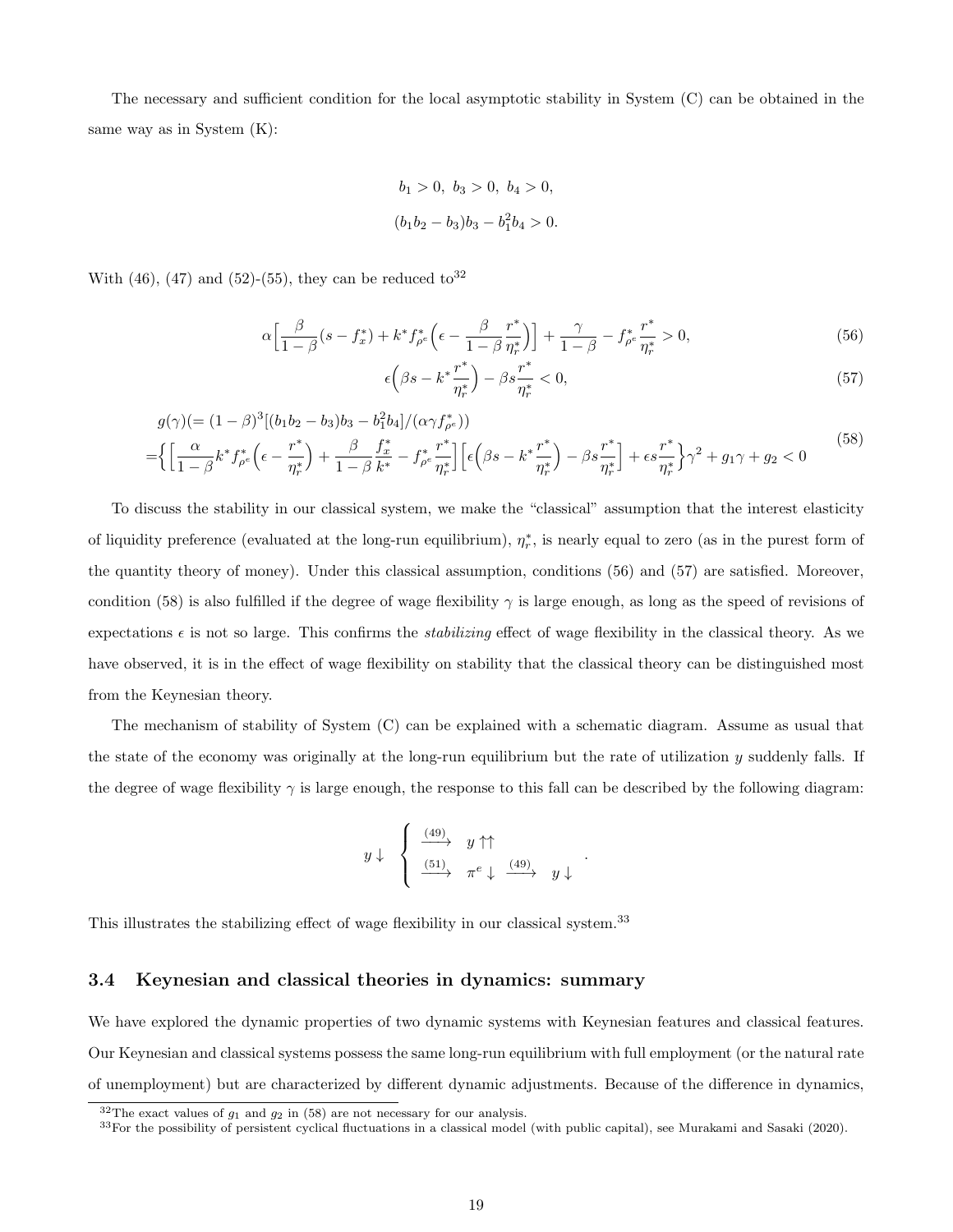The necessary and sufficient condition for the local asymptotic stability in System (C) can be obtained in the same way as in System (K):

$$b_1 > 0,\ b_3 > 0,\ b_4 > 0,$$
$$(b_1 b_2 - b_3) b_3 - b_1^2 b_4 > 0.$$

With (46), (47) and (52)-(55), they can be reduced to[32]

$$\alpha\Big[\frac{\beta}{1-\beta}(s - f_x^*) + k^* f_{\rho^e}^*\Big(\epsilon - \frac{\beta}{1-\beta}\frac{r^*}{\eta_r^*}\Big)\Big] + \frac{\gamma}{1-\beta} - f_{\rho^e}^*\frac{r^*}{\eta_r^*} > 0, \tag{56}$$

$$\epsilon\Big(\beta s - k^*\frac{r^*}{\eta_r^*}\Big) - \beta s\frac{r^*}{\eta_r^*} < 0, \tag{57}$$

$$\begin{aligned} &g(\gamma)(= (1-\beta)^3[(b_1 b_2 - b_3)b_3 - b_1^2 b_4]/(\alpha\gamma f_{\rho^e}^*)) \\ =&\Big\{\Big[\frac{\alpha}{1-\beta}k^* f_{\rho^e}^*\Big(\epsilon - \frac{r^*}{\eta_r^*}\Big) + \frac{\beta}{1-\beta}\frac{f_x^*}{k^*} - f_{\rho^e}^*\frac{r^*}{\eta_r^*}\Big]\Big[\epsilon\Big(\beta s - k^*\frac{r^*}{\eta_r^*}\Big) - \beta s\frac{r^*}{\eta_r^*}\Big] + \epsilon s\frac{r^*}{\eta_r^*}\Big\}\gamma^2 + g_1\gamma + g_2 < 0 \end{aligned} \tag{58}$$

To discuss the stability in our classical system, we make the "classical" assumption that the interest elasticity of liquidity preference (evaluated at the long-run equilibrium), $\eta_r^*$, is nearly equal to zero (as in the purest form of the quantity theory of money). Under this classical assumption, conditions (56) and (57) are satisfied. Moreover, condition (58) is also fulfilled if the degree of wage flexibility $\gamma$ is large enough, as long as the speed of revisions of expectations $\epsilon$ is not so large. This confirms the *stabilizing* effect of wage flexibility in the classical theory. As we have observed, it is in the effect of wage flexibility on stability that the classical theory can be distinguished most from the Keynesian theory.

The mechanism of stability of System (C) can be explained with a schematic diagram. Assume as usual that the state of the economy was originally at the long-run equilibrium but the rate of utilization $y$ suddenly falls. If the degree of wage flexibility $\gamma$ is large enough, the response to this fall can be described by the following diagram:

$$y\downarrow\ \begin{cases} \xrightarrow{(49)}\ \ y\uparrow\uparrow \\ \xrightarrow{(51)}\ \ \pi^e\downarrow\ \xrightarrow{(49)}\ \ y\downarrow \end{cases}.$$

This illustrates the stabilizing effect of wage flexibility in our classical system.[33]

### 3.4 Keynesian and classical theories in dynamics: summary

We have explored the dynamic properties of two dynamic systems with Keynesian features and classical features. Our Keynesian and classical systems possess the same long-run equilibrium with full employment (or the natural rate of unemployment) but are characterized by different dynamic adjustments. Because of the difference in dynamics,

[32] The exact values of $g_1$ and $g_2$ in (58) are not necessary for our analysis.

[33] For the possibility of persistent cyclical fluctuations in a classical model (with public capital), see Murakami and Sasaki (2020).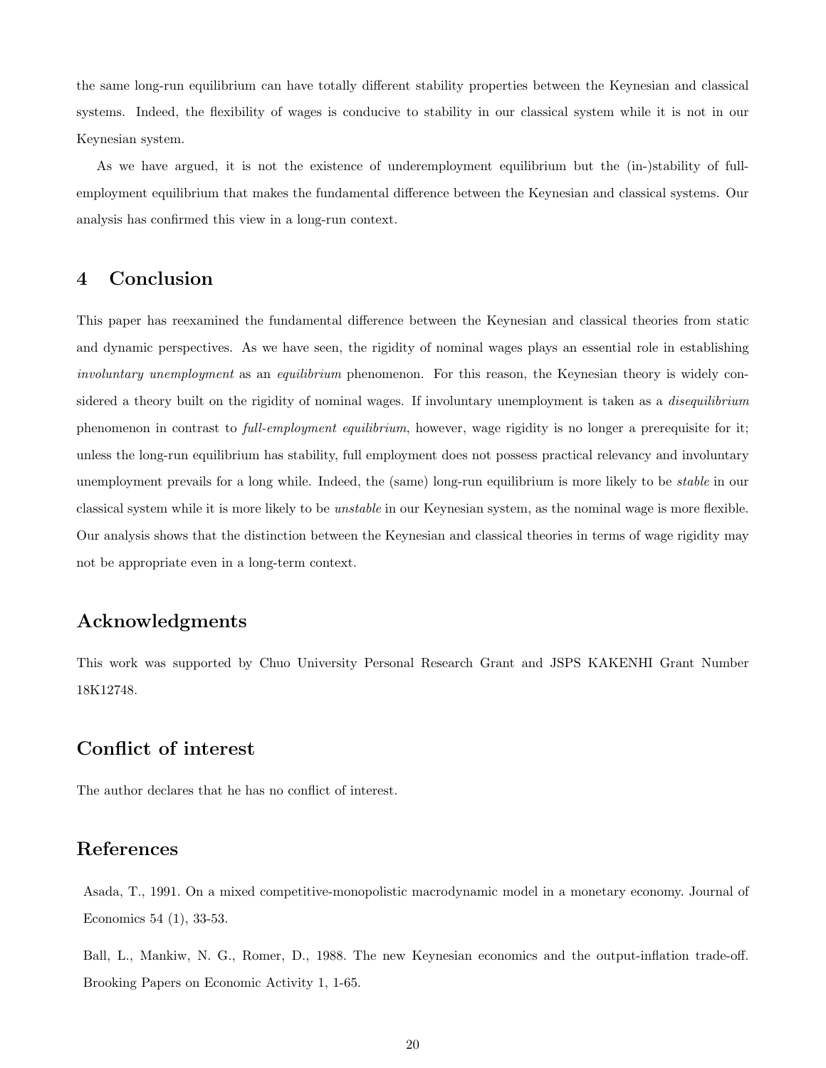the same long-run equilibrium can have totally different stability properties between the Keynesian and classical systems. Indeed, the flexibility of wages is conducive to stability in our classical system while it is not in our Keynesian system.

As we have argued, it is not the existence of underemployment equilibrium but the (in-)stability of full-employment equilibrium that makes the fundamental difference between the Keynesian and classical systems. Our analysis has confirmed this view in a long-run context.

## 4 Conclusion

This paper has reexamined the fundamental difference between the Keynesian and classical theories from static and dynamic perspectives. As we have seen, the rigidity of nominal wages plays an essential role in establishing *involuntary unemployment* as an *equilibrium* phenomenon. For this reason, the Keynesian theory is widely considered a theory built on the rigidity of nominal wages. If involuntary unemployment is taken as a *disequilibrium* phenomenon in contrast to *full-employment equilibrium*, however, wage rigidity is no longer a prerequisite for it; unless the long-run equilibrium has stability, full employment does not possess practical relevancy and involuntary unemployment prevails for a long while. Indeed, the (same) long-run equilibrium is more likely to be *stable* in our classical system while it is more likely to be *unstable* in our Keynesian system, as the nominal wage is more flexible. Our analysis shows that the distinction between the Keynesian and classical theories in terms of wage rigidity may not be appropriate even in a long-term context.

## Acknowledgments

This work was supported by Chuo University Personal Research Grant and JSPS KAKENHI Grant Number 18K12748.

## Conflict of interest

The author declares that he has no conflict of interest.

## References

Asada, T., 1991. On a mixed competitive-monopolistic macrodynamic model in a monetary economy. Journal of Economics 54 (1), 33-53.

Ball, L., Mankiw, N. G., Romer, D., 1988. The new Keynesian economics and the output-inflation trade-off. Brooking Papers on Economic Activity 1, 1-65.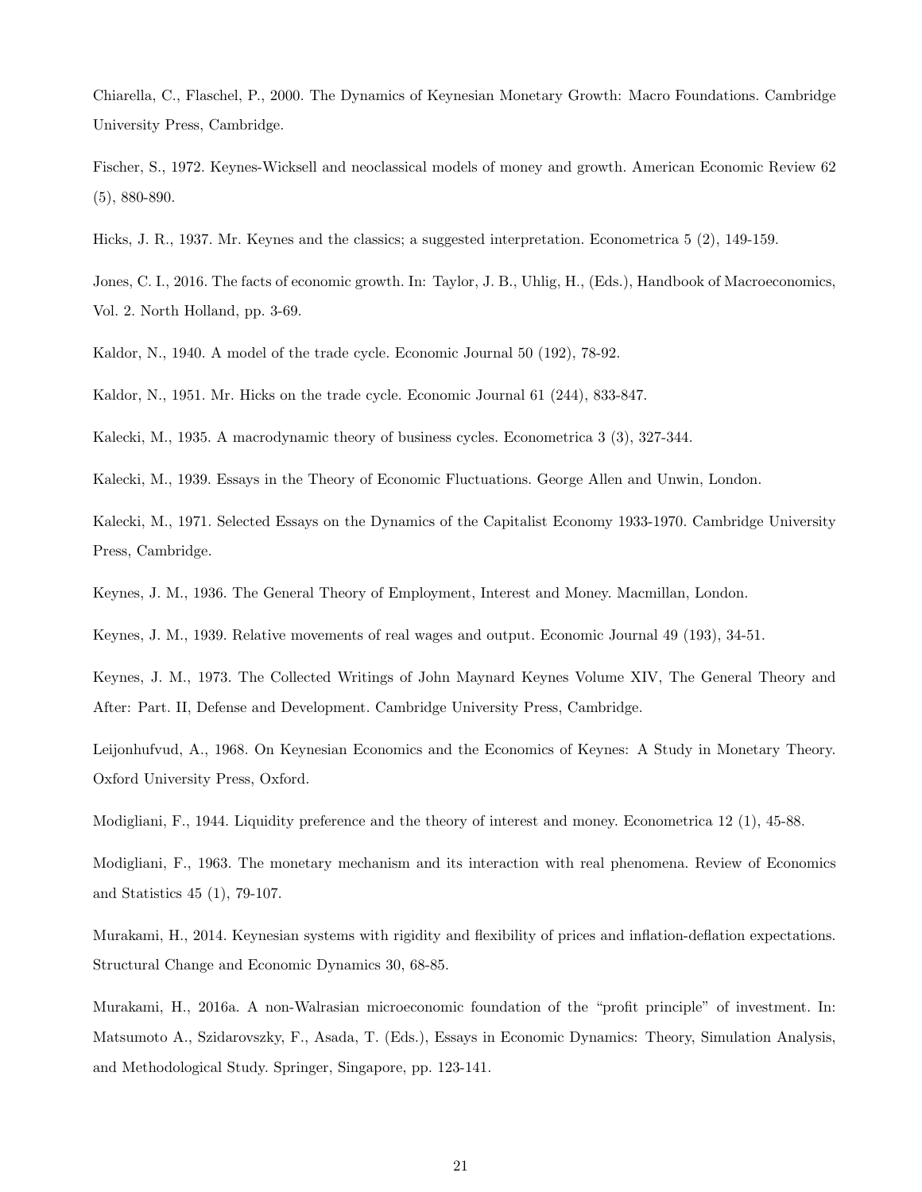Chiarella, C., Flaschel, P., 2000. The Dynamics of Keynesian Monetary Growth: Macro Foundations. Cambridge University Press, Cambridge.

Fischer, S., 1972. Keynes-Wicksell and neoclassical models of money and growth. American Economic Review 62 (5), 880-890.

Hicks, J. R., 1937. Mr. Keynes and the classics; a suggested interpretation. Econometrica 5 (2), 149-159.

Jones, C. I., 2016. The facts of economic growth. In: Taylor, J. B., Uhlig, H., (Eds.), Handbook of Macroeconomics, Vol. 2. North Holland, pp. 3-69.

Kaldor, N., 1940. A model of the trade cycle. Economic Journal 50 (192), 78-92.

Kaldor, N., 1951. Mr. Hicks on the trade cycle. Economic Journal 61 (244), 833-847.

Kalecki, M., 1935. A macrodynamic theory of business cycles. Econometrica 3 (3), 327-344.

Kalecki, M., 1939. Essays in the Theory of Economic Fluctuations. George Allen and Unwin, London.

Kalecki, M., 1971. Selected Essays on the Dynamics of the Capitalist Economy 1933-1970. Cambridge University Press, Cambridge.

Keynes, J. M., 1936. The General Theory of Employment, Interest and Money. Macmillan, London.

Keynes, J. M., 1939. Relative movements of real wages and output. Economic Journal 49 (193), 34-51.

Keynes, J. M., 1973. The Collected Writings of John Maynard Keynes Volume XIV, The General Theory and After: Part. II, Defense and Development. Cambridge University Press, Cambridge.

Leijonhufvud, A., 1968. On Keynesian Economics and the Economics of Keynes: A Study in Monetary Theory. Oxford University Press, Oxford.

Modigliani, F., 1944. Liquidity preference and the theory of interest and money. Econometrica 12 (1), 45-88.

Modigliani, F., 1963. The monetary mechanism and its interaction with real phenomena. Review of Economics and Statistics 45 (1), 79-107.

Murakami, H., 2014. Keynesian systems with rigidity and flexibility of prices and inflation-deflation expectations. Structural Change and Economic Dynamics 30, 68-85.

Murakami, H., 2016a. A non-Walrasian microeconomic foundation of the "profit principle" of investment. In: Matsumoto A., Szidarovszky, F., Asada, T. (Eds.), Essays in Economic Dynamics: Theory, Simulation Analysis, and Methodological Study. Springer, Singapore, pp. 123-141.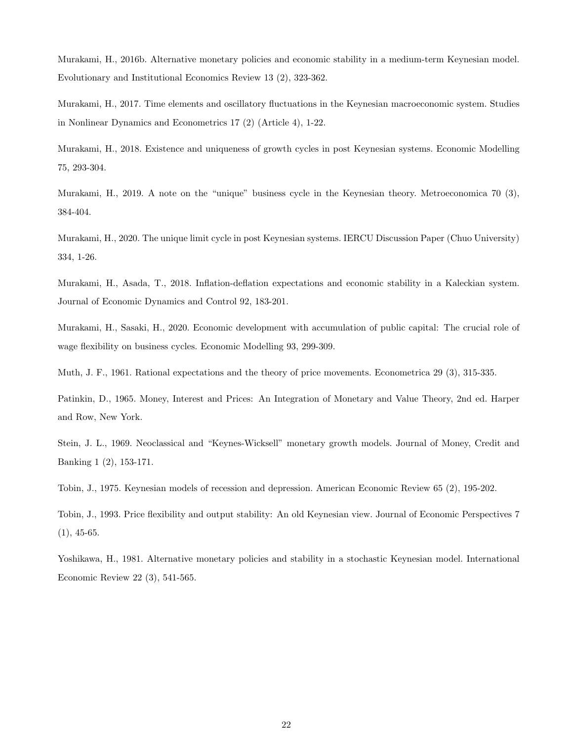Murakami, H., 2016b. Alternative monetary policies and economic stability in a medium-term Keynesian model. Evolutionary and Institutional Economics Review 13 (2), 323-362.

Murakami, H., 2017. Time elements and oscillatory fluctuations in the Keynesian macroeconomic system. Studies in Nonlinear Dynamics and Econometrics 17 (2) (Article 4), 1-22.

Murakami, H., 2018. Existence and uniqueness of growth cycles in post Keynesian systems. Economic Modelling 75, 293-304.

Murakami, H., 2019. A note on the "unique" business cycle in the Keynesian theory. Metroeconomica 70 (3), 384-404.

Murakami, H., 2020. The unique limit cycle in post Keynesian systems. IERCU Discussion Paper (Chuo University) 334, 1-26.

Murakami, H., Asada, T., 2018. Inflation-deflation expectations and economic stability in a Kaleckian system. Journal of Economic Dynamics and Control 92, 183-201.

Murakami, H., Sasaki, H., 2020. Economic development with accumulation of public capital: The crucial role of wage flexibility on business cycles. Economic Modelling 93, 299-309.

Muth, J. F., 1961. Rational expectations and the theory of price movements. Econometrica 29 (3), 315-335.

Patinkin, D., 1965. Money, Interest and Prices: An Integration of Monetary and Value Theory, 2nd ed. Harper and Row, New York.

Stein, J. L., 1969. Neoclassical and "Keynes-Wicksell" monetary growth models. Journal of Money, Credit and Banking 1 (2), 153-171.

Tobin, J., 1975. Keynesian models of recession and depression. American Economic Review 65 (2), 195-202.

Tobin, J., 1993. Price flexibility and output stability: An old Keynesian view. Journal of Economic Perspectives 7 (1), 45-65.

Yoshikawa, H., 1981. Alternative monetary policies and stability in a stochastic Keynesian model. International Economic Review 22 (3), 541-565.